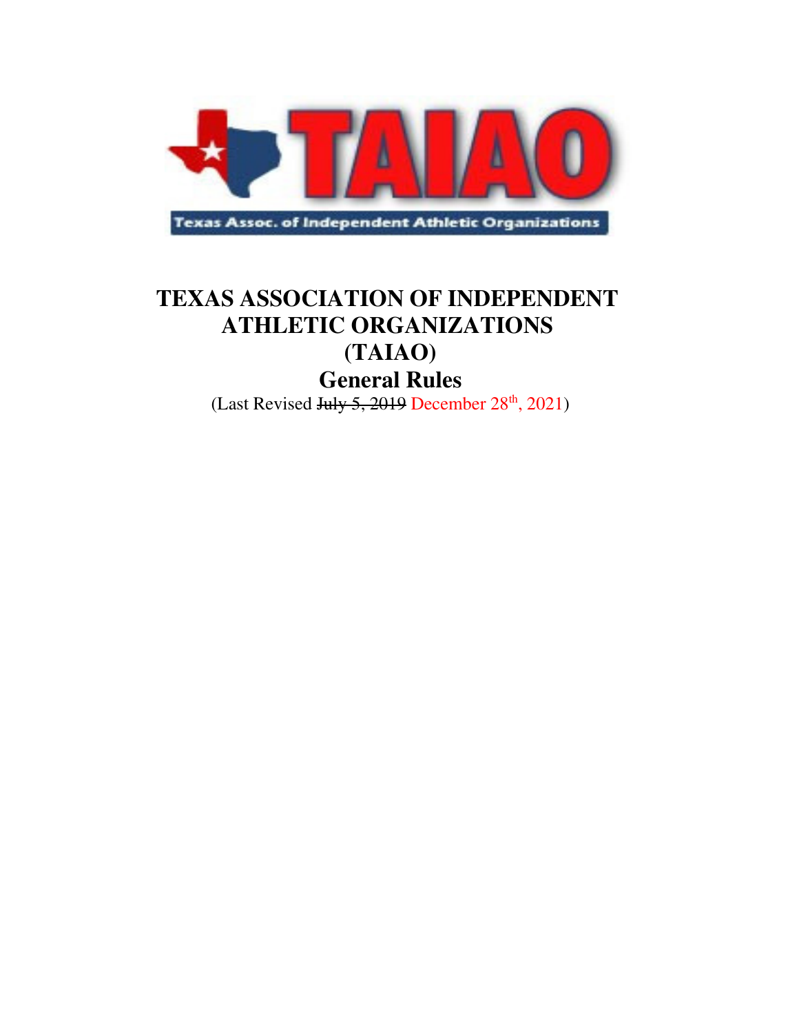# TEXAS ASSOCIATION OF INDEPENDENT ATHLETIC ORGANIZATIONS (TAIAO)

## General Rules

(Last Revised ~~July 5, 2019~~ December 28th, 2021)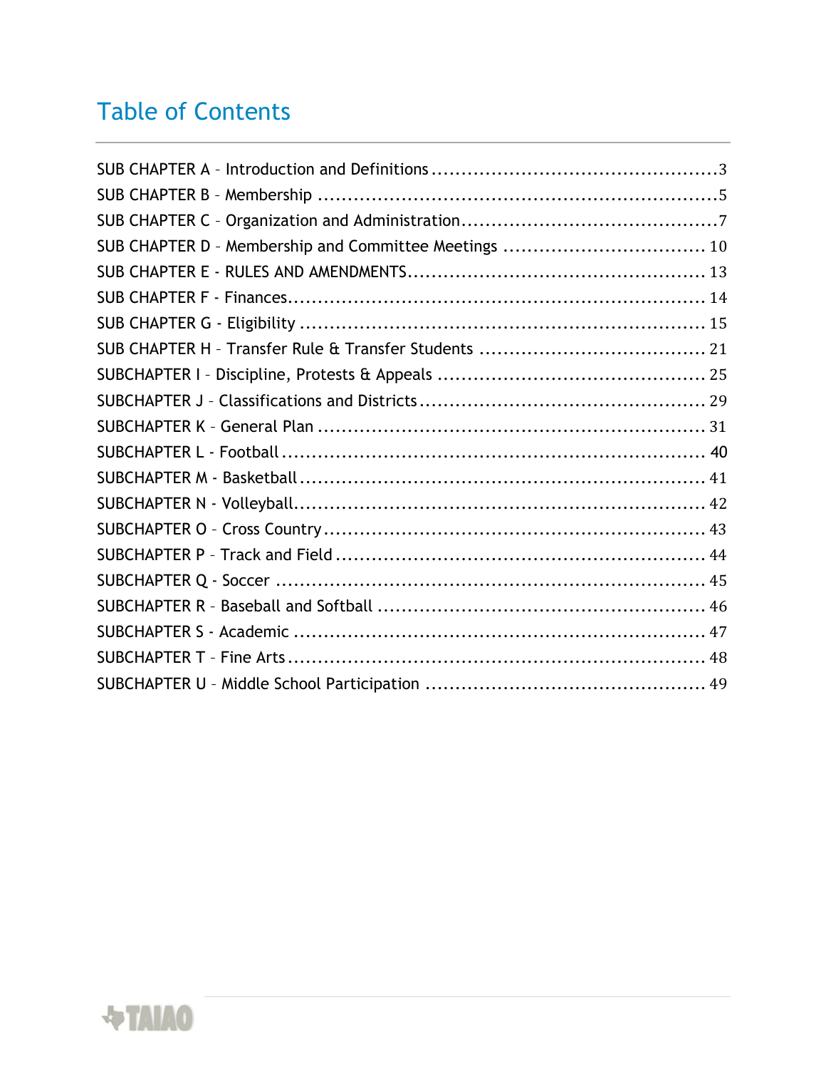# Table of Contents

SUB CHAPTER A – Introduction and Definitions ................................................3
SUB CHAPTER B – Membership ....................................................................5
SUB CHAPTER C – Organization and Administration..........................................7
SUB CHAPTER D – Membership and Committee Meetings ................................. 10
SUB CHAPTER E - RULES AND AMENDMENTS................................................ 13
SUB CHAPTER F - Finances...................................................................... 14
SUB CHAPTER G - Eligibility ................................................................... 15
SUB CHAPTER H – Transfer Rule & Transfer Students ..................................... 21
SUBCHAPTER I – Discipline, Protests & Appeals ............................................ 25
SUBCHAPTER J – Classifications and Districts ............................................... 29
SUBCHAPTER K – General Plan ................................................................ 31
SUBCHAPTER L - Football ...................................................................... 40
SUBCHAPTER M - Basketball.................................................................... 41
SUBCHAPTER N - Volleyball..................................................................... 42
SUBCHAPTER O – Cross Country .............................................................. 43
SUBCHAPTER P – Track and Field ............................................................. 44
SUBCHAPTER Q - Soccer ........................................................................ 45
SUBCHAPTER R – Baseball and Softball ...................................................... 46
SUBCHAPTER S - Academic .................................................................... 47
SUBCHAPTER T – Fine Arts ..................................................................... 48
SUBCHAPTER U – Middle School Participation .............................................. 49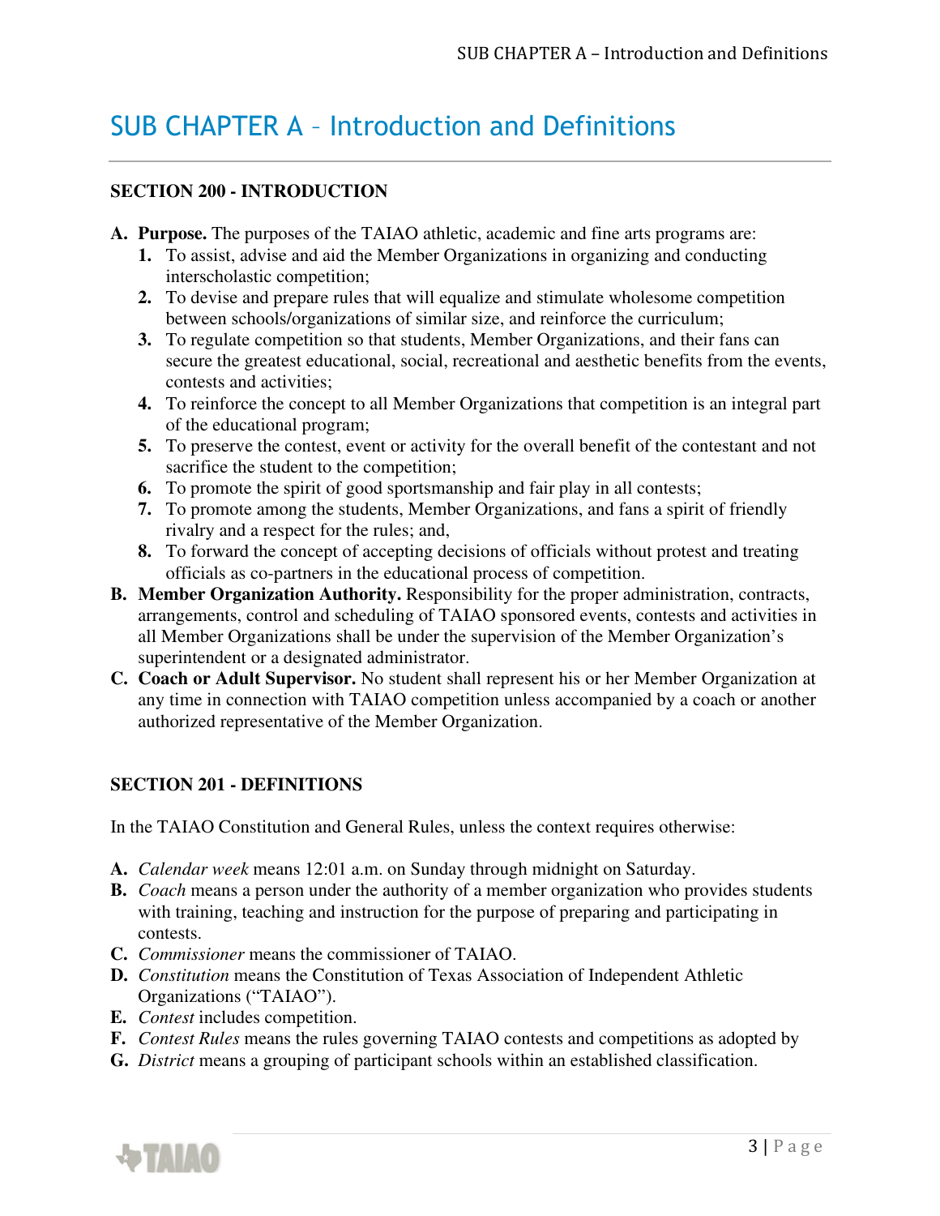# SUB CHAPTER A – Introduction and Definitions

## SECTION 200 - INTRODUCTION

**A. Purpose.** The purposes of the TAIAO athletic, academic and fine arts programs are:

1. To assist, advise and aid the Member Organizations in organizing and conducting interscholastic competition;
2. To devise and prepare rules that will equalize and stimulate wholesome competition between schools/organizations of similar size, and reinforce the curriculum;
3. To regulate competition so that students, Member Organizations, and their fans can secure the greatest educational, social, recreational and aesthetic benefits from the events, contests and activities;
4. To reinforce the concept to all Member Organizations that competition is an integral part of the educational program;
5. To preserve the contest, event or activity for the overall benefit of the contestant and not sacrifice the student to the competition;
6. To promote the spirit of good sportsmanship and fair play in all contests;
7. To promote among the students, Member Organizations, and fans a spirit of friendly rivalry and a respect for the rules; and,
8. To forward the concept of accepting decisions of officials without protest and treating officials as co-partners in the educational process of competition.

**B. Member Organization Authority.** Responsibility for the proper administration, contracts, arrangements, control and scheduling of TAIAO sponsored events, contests and activities in all Member Organizations shall be under the supervision of the Member Organization's superintendent or a designated administrator.

**C. Coach or Adult Supervisor.** No student shall represent his or her Member Organization at any time in connection with TAIAO competition unless accompanied by a coach or another authorized representative of the Member Organization.

## SECTION 201 - DEFINITIONS

In the TAIAO Constitution and General Rules, unless the context requires otherwise:

**A.** *Calendar week* means 12:01 a.m. on Sunday through midnight on Saturday.

**B.** *Coach* means a person under the authority of a member organization who provides students with training, teaching and instruction for the purpose of preparing and participating in contests.

**C.** *Commissioner* means the commissioner of TAIAO.

**D.** *Constitution* means the Constitution of Texas Association of Independent Athletic Organizations ("TAIAO").

**E.** *Contest* includes competition.

**F.** *Contest Rules* means the rules governing TAIAO contests and competitions as adopted by

**G.** *District* means a grouping of participant schools within an established classification.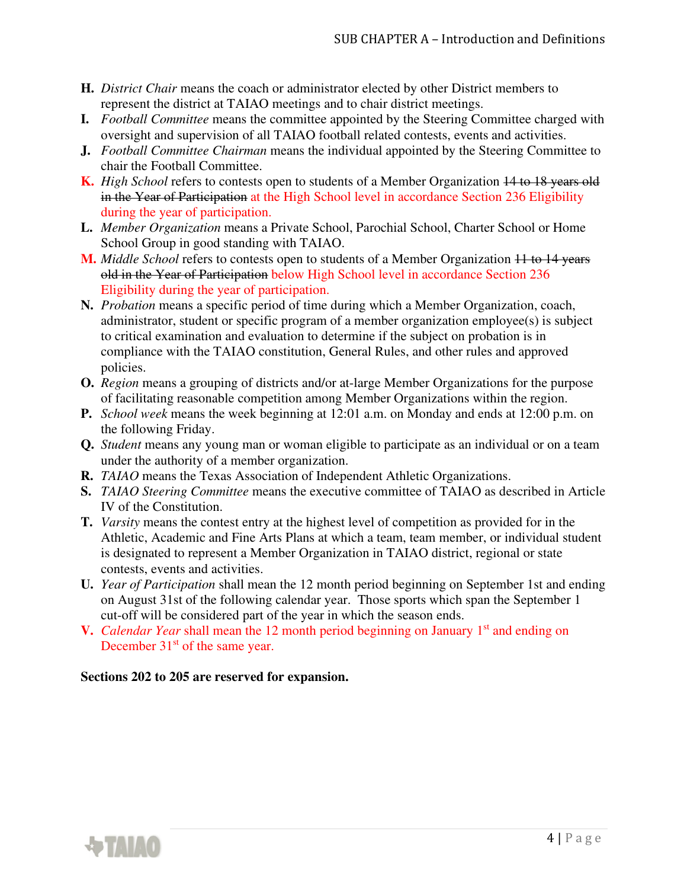**H.** *District Chair* means the coach or administrator elected by other District members to represent the district at TAIAO meetings and to chair district meetings.

**I.** *Football Committee* means the committee appointed by the Steering Committee charged with oversight and supervision of all TAIAO football related contests, events and activities.

**J.** *Football Committee Chairman* means the individual appointed by the Steering Committee to chair the Football Committee.

**K.** *High School* refers to contests open to students of a Member Organization ~~14 to 18 years old in the Year of Participation~~ at the High School level in accordance Section 236 Eligibility during the year of participation.

**L.** *Member Organization* means a Private School, Parochial School, Charter School or Home School Group in good standing with TAIAO.

**M.** *Middle School* refers to contests open to students of a Member Organization ~~11 to 14 years old in the Year of Participation~~ below High School level in accordance Section 236 Eligibility during the year of participation.

**N.** *Probation* means a specific period of time during which a Member Organization, coach, administrator, student or specific program of a member organization employee(s) is subject to critical examination and evaluation to determine if the subject on probation is in compliance with the TAIAO constitution, General Rules, and other rules and approved policies.

**O.** *Region* means a grouping of districts and/or at-large Member Organizations for the purpose of facilitating reasonable competition among Member Organizations within the region.

**P.** *School week* means the week beginning at 12:01 a.m. on Monday and ends at 12:00 p.m. on the following Friday.

**Q.** *Student* means any young man or woman eligible to participate as an individual or on a team under the authority of a member organization.

**R.** *TAIAO* means the Texas Association of Independent Athletic Organizations.

**S.** *TAIAO Steering Committee* means the executive committee of TAIAO as described in Article IV of the Constitution.

**T.** *Varsity* means the contest entry at the highest level of competition as provided for in the Athletic, Academic and Fine Arts Plans at which a team, team member, or individual student is designated to represent a Member Organization in TAIAO district, regional or state contests, events and activities.

**U.** *Year of Participation* shall mean the 12 month period beginning on September 1st and ending on August 31st of the following calendar year. Those sports which span the September 1 cut-off will be considered part of the year in which the season ends.

**V.** *Calendar Year* shall mean the 12 month period beginning on January 1st and ending on December 31st of the same year.

**Sections 202 to 205 are reserved for expansion.**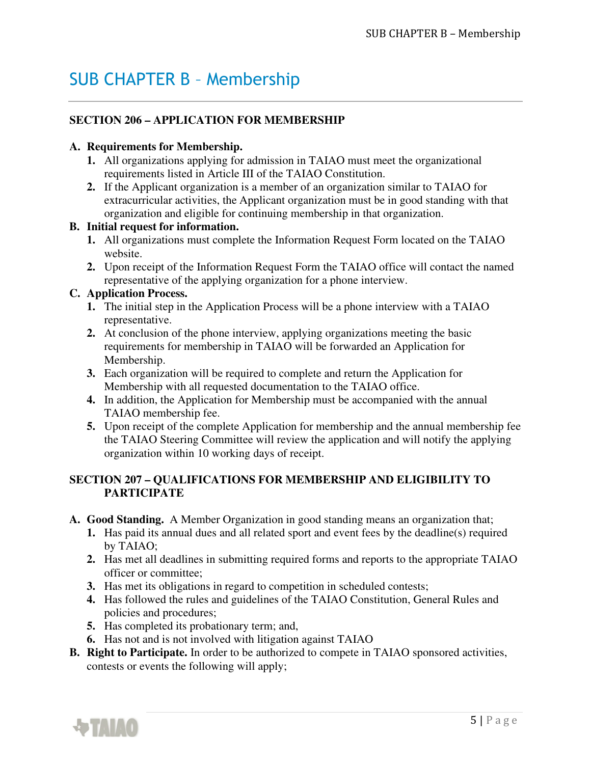# SUB CHAPTER B – Membership

## SECTION 206 – APPLICATION FOR MEMBERSHIP

**A. Requirements for Membership.**

1. All organizations applying for admission in TAIAO must meet the organizational requirements listed in Article III of the TAIAO Constitution.
2. If the Applicant organization is a member of an organization similar to TAIAO for extracurricular activities, the Applicant organization must be in good standing with that organization and eligible for continuing membership in that organization.

**B. Initial request for information.**

1. All organizations must complete the Information Request Form located on the TAIAO website.
2. Upon receipt of the Information Request Form the TAIAO office will contact the named representative of the applying organization for a phone interview.

**C. Application Process.**

1. The initial step in the Application Process will be a phone interview with a TAIAO representative.
2. At conclusion of the phone interview, applying organizations meeting the basic requirements for membership in TAIAO will be forwarded an Application for Membership.
3. Each organization will be required to complete and return the Application for Membership with all requested documentation to the TAIAO office.
4. In addition, the Application for Membership must be accompanied with the annual TAIAO membership fee.
5. Upon receipt of the complete Application for membership and the annual membership fee the TAIAO Steering Committee will review the application and will notify the applying organization within 10 working days of receipt.

## SECTION 207 – QUALIFICATIONS FOR MEMBERSHIP AND ELIGIBILITY TO PARTICIPATE

**A. Good Standing.** A Member Organization in good standing means an organization that;

1. Has paid its annual dues and all related sport and event fees by the deadline(s) required by TAIAO;
2. Has met all deadlines in submitting required forms and reports to the appropriate TAIAO officer or committee;
3. Has met its obligations in regard to competition in scheduled contests;
4. Has followed the rules and guidelines of the TAIAO Constitution, General Rules and policies and procedures;
5. Has completed its probationary term; and,
6. Has not and is not involved with litigation against TAIAO

**B. Right to Participate.** In order to be authorized to compete in TAIAO sponsored activities, contests or events the following will apply;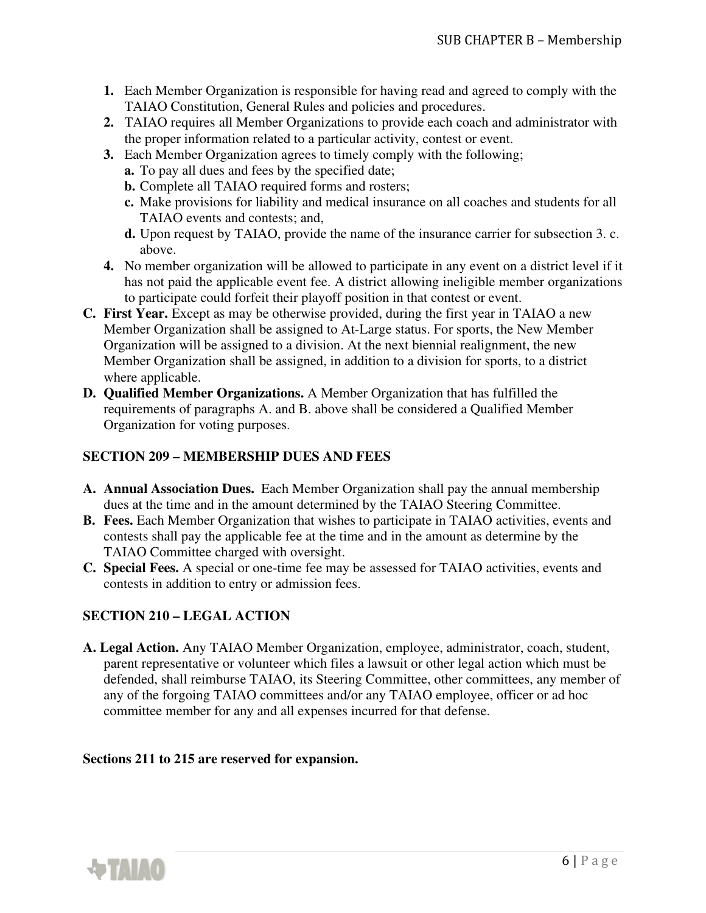1. **1.** Each Member Organization is responsible for having read and agreed to comply with the TAIAO Constitution, General Rules and policies and procedures.
2. **2.** TAIAO requires all Member Organizations to provide each coach and administrator with the proper information related to a particular activity, contest or event.
3. **3.** Each Member Organization agrees to timely comply with the following;
   - **a.** To pay all dues and fees by the specified date;
   - **b.** Complete all TAIAO required forms and rosters;
   - **c.** Make provisions for liability and medical insurance on all coaches and students for all TAIAO events and contests; and,
   - **d.** Upon request by TAIAO, provide the name of the insurance carrier for subsection 3. c. above.
4. **4.** No member organization will be allowed to participate in any event on a district level if it has not paid the applicable event fee. A district allowing ineligible member organizations to participate could forfeit their playoff position in that contest or event.

**C. First Year.** Except as may be otherwise provided, during the first year in TAIAO a new Member Organization shall be assigned to At-Large status. For sports, the New Member Organization will be assigned to a division. At the next biennial realignment, the new Member Organization shall be assigned, in addition to a division for sports, to a district where applicable.

**D. Qualified Member Organizations.** A Member Organization that has fulfilled the requirements of paragraphs A. and B. above shall be considered a Qualified Member Organization for voting purposes.

## SECTION 209 – MEMBERSHIP DUES AND FEES

**A. Annual Association Dues.** Each Member Organization shall pay the annual membership dues at the time and in the amount determined by the TAIAO Steering Committee.

**B. Fees.** Each Member Organization that wishes to participate in TAIAO activities, events and contests shall pay the applicable fee at the time and in the amount as determine by the TAIAO Committee charged with oversight.

**C. Special Fees.** A special or one-time fee may be assessed for TAIAO activities, events and contests in addition to entry or admission fees.

## SECTION 210 – LEGAL ACTION

**A. Legal Action.** Any TAIAO Member Organization, employee, administrator, coach, student, parent representative or volunteer which files a lawsuit or other legal action which must be defended, shall reimburse TAIAO, its Steering Committee, other committees, any member of any of the forgoing TAIAO committees and/or any TAIAO employee, officer or ad hoc committee member for any and all expenses incurred for that defense.

**Sections 211 to 215 are reserved for expansion.**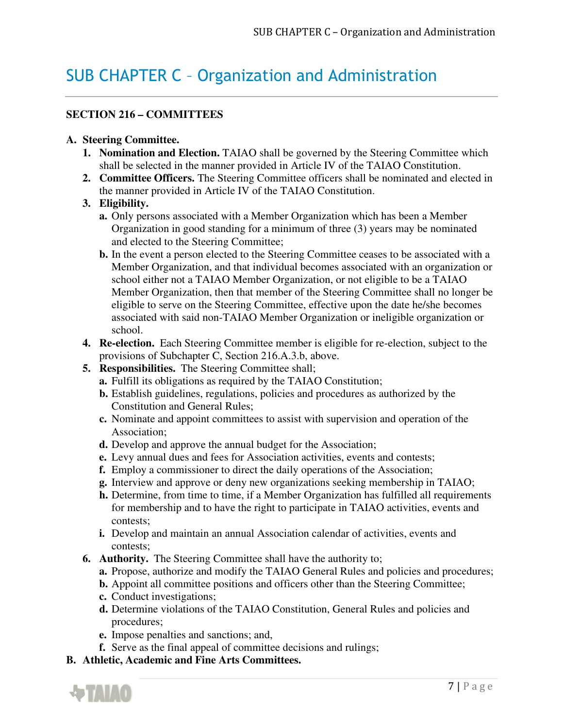# SUB CHAPTER C – Organization and Administration

## SECTION 216 – COMMITTEES

**A. Steering Committee.**

1. **Nomination and Election.** TAIAO shall be governed by the Steering Committee which shall be selected in the manner provided in Article IV of the TAIAO Constitution.
2. **Committee Officers.** The Steering Committee officers shall be nominated and elected in the manner provided in Article IV of the TAIAO Constitution.
3. **Eligibility.**
   - **a.** Only persons associated with a Member Organization which has been a Member Organization in good standing for a minimum of three (3) years may be nominated and elected to the Steering Committee;
   - **b.** In the event a person elected to the Steering Committee ceases to be associated with a Member Organization, and that individual becomes associated with an organization or school either not a TAIAO Member Organization, or not eligible to be a TAIAO Member Organization, then that member of the Steering Committee shall no longer be eligible to serve on the Steering Committee, effective upon the date he/she becomes associated with said non-TAIAO Member Organization or ineligible organization or school.
4. **Re-election.** Each Steering Committee member is eligible for re-election, subject to the provisions of Subchapter C, Section 216.A.3.b, above.
5. **Responsibilities.** The Steering Committee shall;
   - **a.** Fulfill its obligations as required by the TAIAO Constitution;
   - **b.** Establish guidelines, regulations, policies and procedures as authorized by the Constitution and General Rules;
   - **c.** Nominate and appoint committees to assist with supervision and operation of the Association;
   - **d.** Develop and approve the annual budget for the Association;
   - **e.** Levy annual dues and fees for Association activities, events and contests;
   - **f.** Employ a commissioner to direct the daily operations of the Association;
   - **g.** Interview and approve or deny new organizations seeking membership in TAIAO;
   - **h.** Determine, from time to time, if a Member Organization has fulfilled all requirements for membership and to have the right to participate in TAIAO activities, events and contests;
   - **i.** Develop and maintain an annual Association calendar of activities, events and contests;
6. **Authority.** The Steering Committee shall have the authority to;
   - **a.** Propose, authorize and modify the TAIAO General Rules and policies and procedures;
   - **b.** Appoint all committee positions and officers other than the Steering Committee;
   - **c.** Conduct investigations;
   - **d.** Determine violations of the TAIAO Constitution, General Rules and policies and procedures;
   - **e.** Impose penalties and sanctions; and,
   - **f.** Serve as the final appeal of committee decisions and rulings;

**B. Athletic, Academic and Fine Arts Committees.**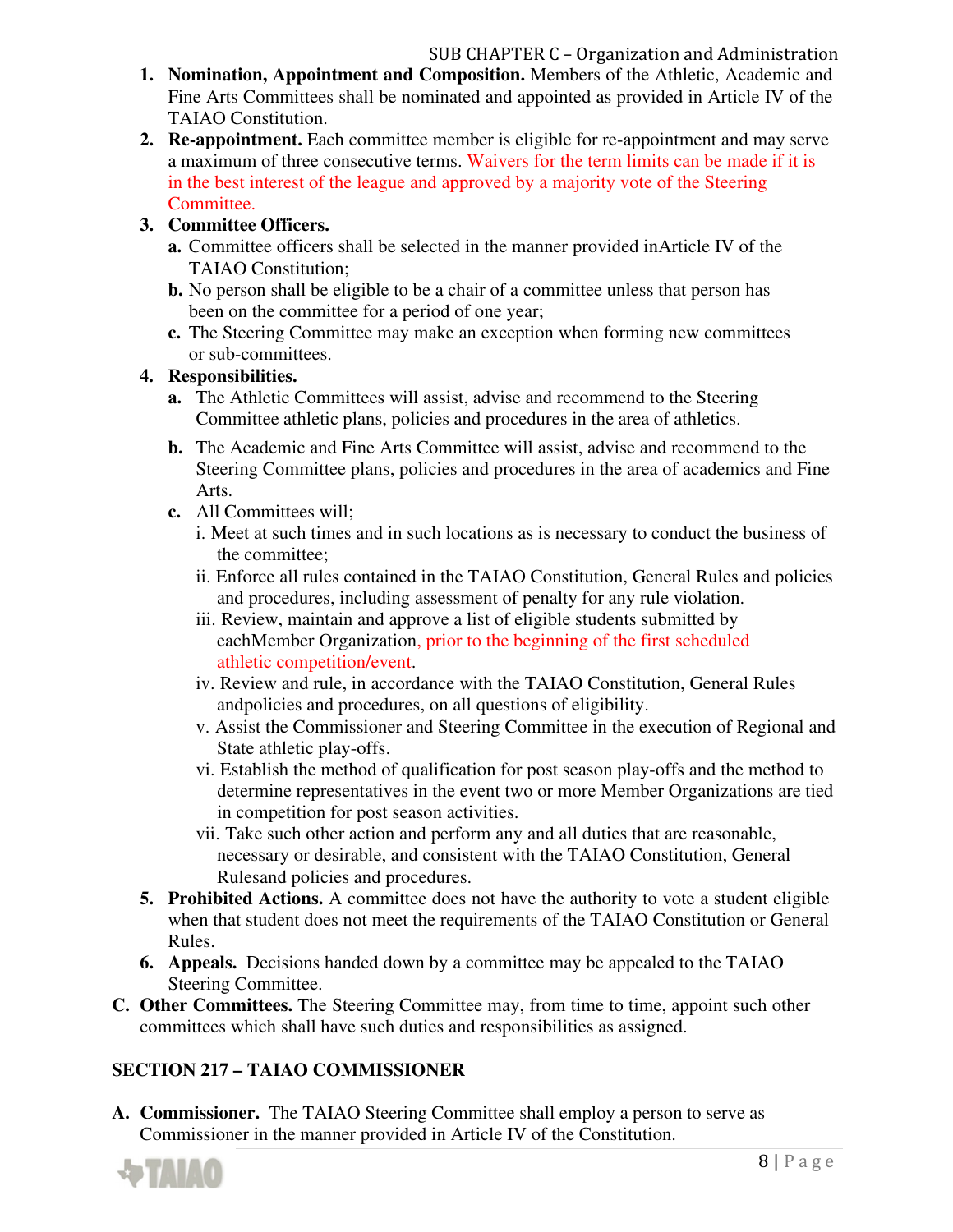1. **Nomination, Appointment and Composition.** Members of the Athletic, Academic and Fine Arts Committees shall be nominated and appointed as provided in Article IV of the TAIAO Constitution.
2. **Re-appointment.** Each committee member is eligible for re-appointment and may serve a maximum of three consecutive terms. Waivers for the term limits can be made if it is in the best interest of the league and approved by a majority vote of the Steering Committee.
3. **Committee Officers.**
   - **a.** Committee officers shall be selected in the manner provided inArticle IV of the TAIAO Constitution;
   - **b.** No person shall be eligible to be a chair of a committee unless that person has been on the committee for a period of one year;
   - **c.** The Steering Committee may make an exception when forming new committees or sub-committees.
4. **Responsibilities.**
   - **a.** The Athletic Committees will assist, advise and recommend to the Steering Committee athletic plans, policies and procedures in the area of athletics.
   - **b.** The Academic and Fine Arts Committee will assist, advise and recommend to the Steering Committee plans, policies and procedures in the area of academics and Fine Arts.
   - **c.** All Committees will;
     - i. Meet at such times and in such locations as is necessary to conduct the business of the committee;
     - ii. Enforce all rules contained in the TAIAO Constitution, General Rules and policies and procedures, including assessment of penalty for any rule violation.
     - iii. Review, maintain and approve a list of eligible students submitted by eachMember Organization, prior to the beginning of the first scheduled athletic competition/event.
     - iv. Review and rule, in accordance with the TAIAO Constitution, General Rules andpolicies and procedures, on all questions of eligibility.
     - v. Assist the Commissioner and Steering Committee in the execution of Regional and State athletic play-offs.
     - vi. Establish the method of qualification for post season play-offs and the method to determine representatives in the event two or more Member Organizations are tied in competition for post season activities.
     - vii. Take such other action and perform any and all duties that are reasonable, necessary or desirable, and consistent with the TAIAO Constitution, General Rulesand policies and procedures.
5. **Prohibited Actions.** A committee does not have the authority to vote a student eligible when that student does not meet the requirements of the TAIAO Constitution or General Rules.
6. **Appeals.** Decisions handed down by a committee may be appealed to the TAIAO Steering Committee.

**C. Other Committees.** The Steering Committee may, from time to time, appoint such other committees which shall have such duties and responsibilities as assigned.

## SECTION 217 – TAIAO COMMISSIONER

**A. Commissioner.** The TAIAO Steering Committee shall employ a person to serve as Commissioner in the manner provided in Article IV of the Constitution.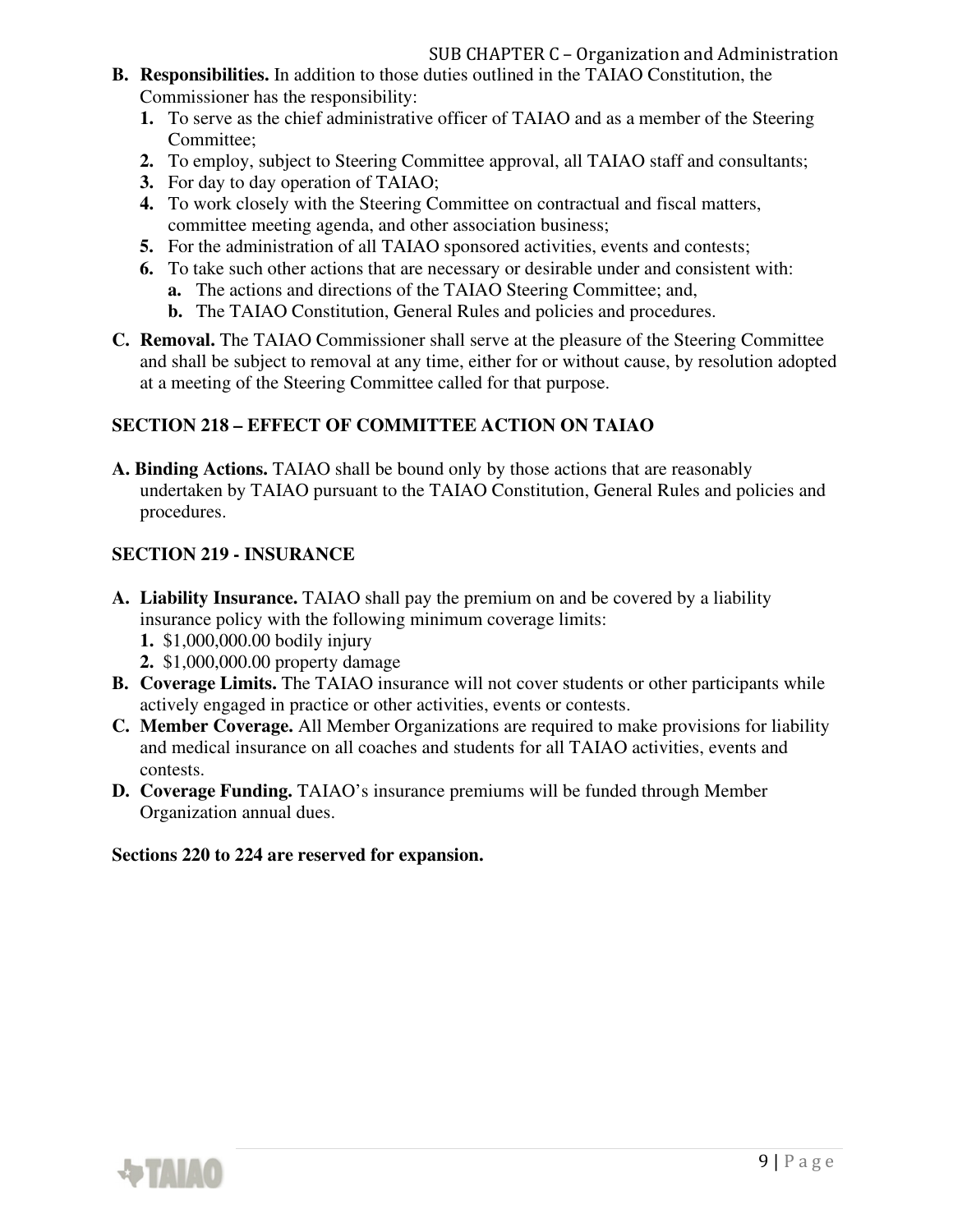**B. Responsibilities.** In addition to those duties outlined in the TAIAO Constitution, the Commissioner has the responsibility:

1. To serve as the chief administrative officer of TAIAO and as a member of the Steering Committee;
2. To employ, subject to Steering Committee approval, all TAIAO staff and consultants;
3. For day to day operation of TAIAO;
4. To work closely with the Steering Committee on contractual and fiscal matters, committee meeting agenda, and other association business;
5. For the administration of all TAIAO sponsored activities, events and contests;
6. To take such other actions that are necessary or desirable under and consistent with:
   a. The actions and directions of the TAIAO Steering Committee; and,
   b. The TAIAO Constitution, General Rules and policies and procedures.

**C. Removal.** The TAIAO Commissioner shall serve at the pleasure of the Steering Committee and shall be subject to removal at any time, either for or without cause, by resolution adopted at a meeting of the Steering Committee called for that purpose.

## SECTION 218 – EFFECT OF COMMITTEE ACTION ON TAIAO

**A. Binding Actions.** TAIAO shall be bound only by those actions that are reasonably undertaken by TAIAO pursuant to the TAIAO Constitution, General Rules and policies and procedures.

## SECTION 219 - INSURANCE

**A. Liability Insurance.** TAIAO shall pay the premium on and be covered by a liability insurance policy with the following minimum coverage limits:

1. $1,000,000.00 bodily injury
2. $1,000,000.00 property damage

**B. Coverage Limits.** The TAIAO insurance will not cover students or other participants while actively engaged in practice or other activities, events or contests.

**C. Member Coverage.** All Member Organizations are required to make provisions for liability and medical insurance on all coaches and students for all TAIAO activities, events and contests.

**D. Coverage Funding.** TAIAO's insurance premiums will be funded through Member Organization annual dues.

**Sections 220 to 224 are reserved for expansion.**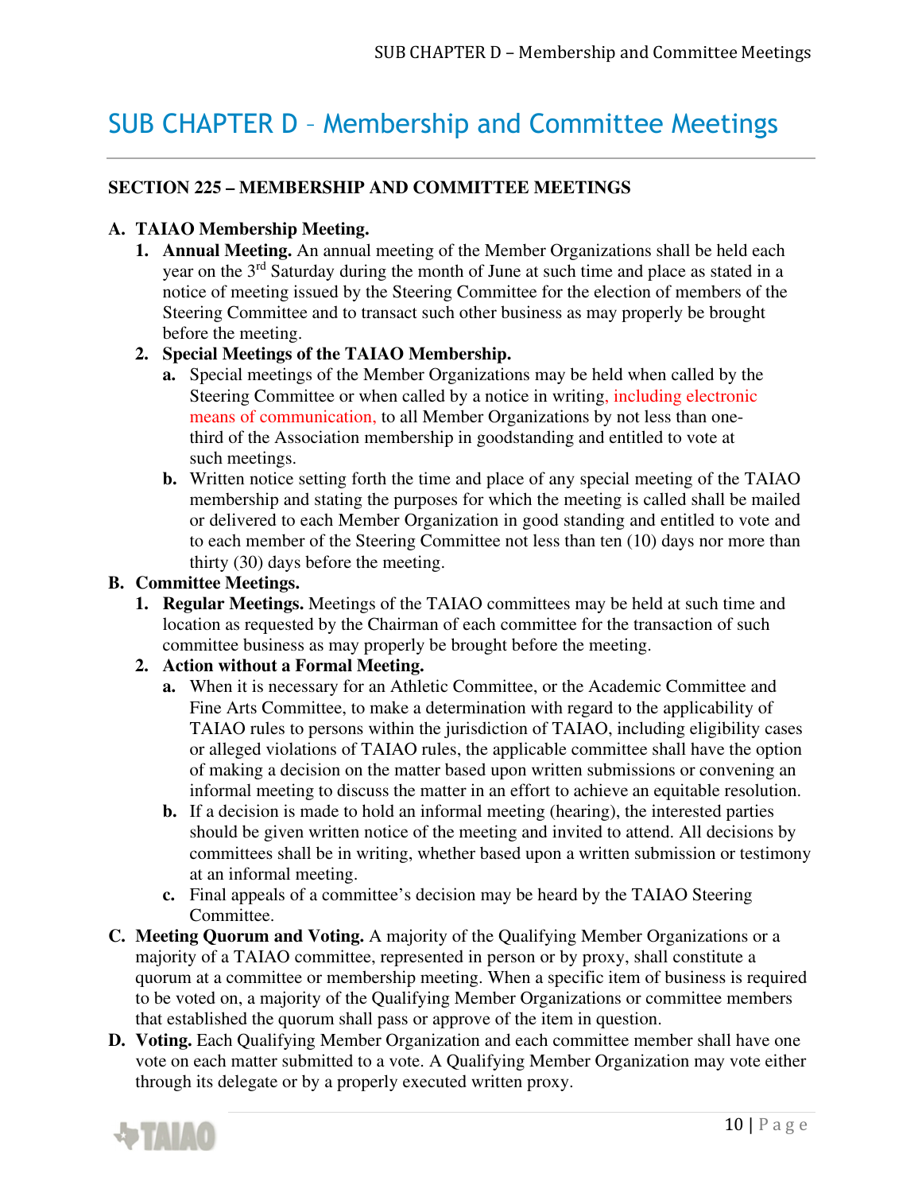# SUB CHAPTER D – Membership and Committee Meetings

**SECTION 225 – MEMBERSHIP AND COMMITTEE MEETINGS**

**A. TAIAO Membership Meeting.**

1. **Annual Meeting.** An annual meeting of the Member Organizations shall be held each year on the 3rd Saturday during the month of June at such time and place as stated in a notice of meeting issued by the Steering Committee for the election of members of the Steering Committee and to transact such other business as may properly be brought before the meeting.
2. **Special Meetings of the TAIAO Membership.**
   - **a.** Special meetings of the Member Organizations may be held when called by the Steering Committee or when called by a notice in writing, including electronic means of communication, to all Member Organizations by not less than one-third of the Association membership in goodstanding and entitled to vote at such meetings.
   - **b.** Written notice setting forth the time and place of any special meeting of the TAIAO membership and stating the purposes for which the meeting is called shall be mailed or delivered to each Member Organization in good standing and entitled to vote and to each member of the Steering Committee not less than ten (10) days nor more than thirty (30) days before the meeting.

**B. Committee Meetings.**

1. **Regular Meetings.** Meetings of the TAIAO committees may be held at such time and location as requested by the Chairman of each committee for the transaction of such committee business as may properly be brought before the meeting.
2. **Action without a Formal Meeting.**
   - **a.** When it is necessary for an Athletic Committee, or the Academic Committee and Fine Arts Committee, to make a determination with regard to the applicability of TAIAO rules to persons within the jurisdiction of TAIAO, including eligibility cases or alleged violations of TAIAO rules, the applicable committee shall have the option of making a decision on the matter based upon written submissions or convening an informal meeting to discuss the matter in an effort to achieve an equitable resolution.
   - **b.** If a decision is made to hold an informal meeting (hearing), the interested parties should be given written notice of the meeting and invited to attend. All decisions by committees shall be in writing, whether based upon a written submission or testimony at an informal meeting.
   - **c.** Final appeals of a committee's decision may be heard by the TAIAO Steering Committee.

**C. Meeting Quorum and Voting.** A majority of the Qualifying Member Organizations or a majority of a TAIAO committee, represented in person or by proxy, shall constitute a quorum at a committee or membership meeting. When a specific item of business is required to be voted on, a majority of the Qualifying Member Organizations or committee members that established the quorum shall pass or approve of the item in question.

**D. Voting.** Each Qualifying Member Organization and each committee member shall have one vote on each matter submitted to a vote. A Qualifying Member Organization may vote either through its delegate or by a properly executed written proxy.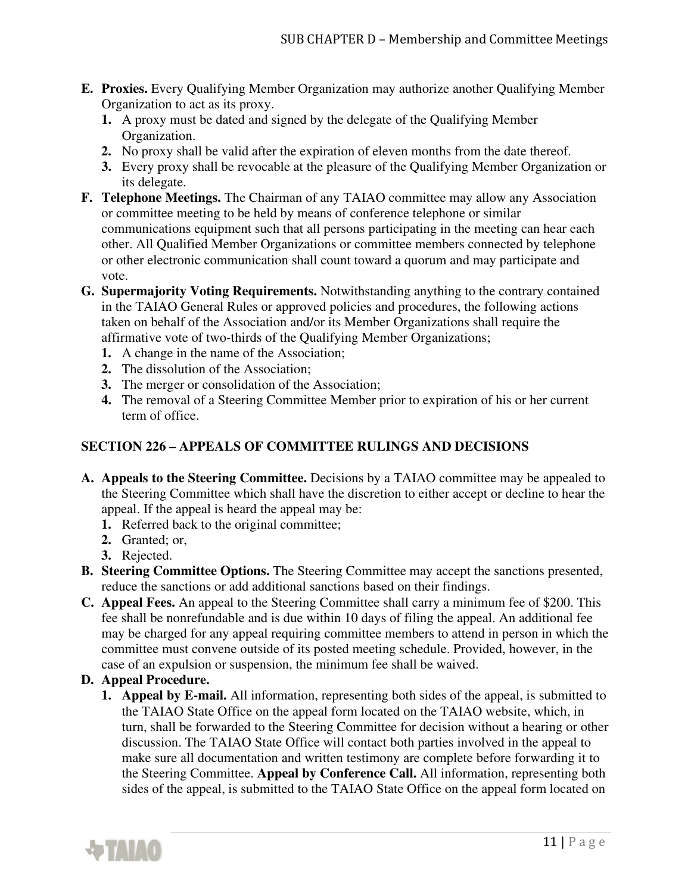- **E. Proxies.** Every Qualifying Member Organization may authorize another Qualifying Member Organization to act as its proxy.
  - **1.** A proxy must be dated and signed by the delegate of the Qualifying Member Organization.
  - **2.** No proxy shall be valid after the expiration of eleven months from the date thereof.
  - **3.** Every proxy shall be revocable at the pleasure of the Qualifying Member Organization or its delegate.
- **F. Telephone Meetings.** The Chairman of any TAIAO committee may allow any Association or committee meeting to be held by means of conference telephone or similar communications equipment such that all persons participating in the meeting can hear each other. All Qualified Member Organizations or committee members connected by telephone or other electronic communication shall count toward a quorum and may participate and vote.
- **G. Supermajority Voting Requirements.** Notwithstanding anything to the contrary contained in the TAIAO General Rules or approved policies and procedures, the following actions taken on behalf of the Association and/or its Member Organizations shall require the affirmative vote of two-thirds of the Qualifying Member Organizations;
  - **1.** A change in the name of the Association;
  - **2.** The dissolution of the Association;
  - **3.** The merger or consolidation of the Association;
  - **4.** The removal of a Steering Committee Member prior to expiration of his or her current term of office.

## SECTION 226 – APPEALS OF COMMITTEE RULINGS AND DECISIONS

- **A. Appeals to the Steering Committee.** Decisions by a TAIAO committee may be appealed to the Steering Committee which shall have the discretion to either accept or decline to hear the appeal. If the appeal is heard the appeal may be:
  - **1.** Referred back to the original committee;
  - **2.** Granted; or,
  - **3.** Rejected.
- **B. Steering Committee Options.** The Steering Committee may accept the sanctions presented, reduce the sanctions or add additional sanctions based on their findings.
- **C. Appeal Fees.** An appeal to the Steering Committee shall carry a minimum fee of $200. This fee shall be nonrefundable and is due within 10 days of filing the appeal. An additional fee may be charged for any appeal requiring committee members to attend in person in which the committee must convene outside of its posted meeting schedule. Provided, however, in the case of an expulsion or suspension, the minimum fee shall be waived.
- **D. Appeal Procedure.**
  - **1. Appeal by E-mail.** All information, representing both sides of the appeal, is submitted to the TAIAO State Office on the appeal form located on the TAIAO website, which, in turn, shall be forwarded to the Steering Committee for decision without a hearing or other discussion. The TAIAO State Office will contact both parties involved in the appeal to make sure all documentation and written testimony are complete before forwarding it to the Steering Committee. **Appeal by Conference Call.** All information, representing both sides of the appeal, is submitted to the TAIAO State Office on the appeal form located on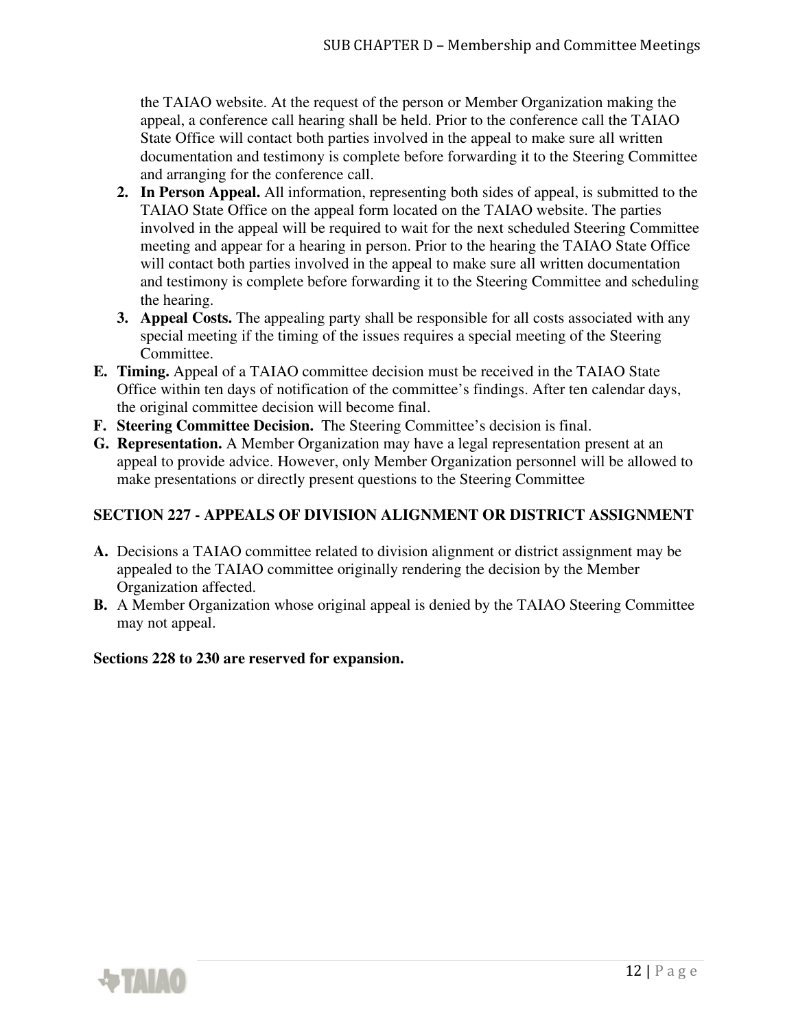the TAIAO website. At the request of the person or Member Organization making the appeal, a conference call hearing shall be held. Prior to the conference call the TAIAO State Office will contact both parties involved in the appeal to make sure all written documentation and testimony is complete before forwarding it to the Steering Committee and arranging for the conference call.

2. **In Person Appeal.** All information, representing both sides of appeal, is submitted to the TAIAO State Office on the appeal form located on the TAIAO website. The parties involved in the appeal will be required to wait for the next scheduled Steering Committee meeting and appear for a hearing in person. Prior to the hearing the TAIAO State Office will contact both parties involved in the appeal to make sure all written documentation and testimony is complete before forwarding it to the Steering Committee and scheduling the hearing.
3. **Appeal Costs.** The appealing party shall be responsible for all costs associated with any special meeting if the timing of the issues requires a special meeting of the Steering Committee.

E. **Timing.** Appeal of a TAIAO committee decision must be received in the TAIAO State Office within ten days of notification of the committee's findings. After ten calendar days, the original committee decision will become final.

F. **Steering Committee Decision.** The Steering Committee's decision is final.

G. **Representation.** A Member Organization may have a legal representation present at an appeal to provide advice. However, only Member Organization personnel will be allowed to make presentations or directly present questions to the Steering Committee

**SECTION 227 - APPEALS OF DIVISION ALIGNMENT OR DISTRICT ASSIGNMENT**

A. Decisions a TAIAO committee related to division alignment or district assignment may be appealed to the TAIAO committee originally rendering the decision by the Member Organization affected.

B. A Member Organization whose original appeal is denied by the TAIAO Steering Committee may not appeal.

**Sections 228 to 230 are reserved for expansion.**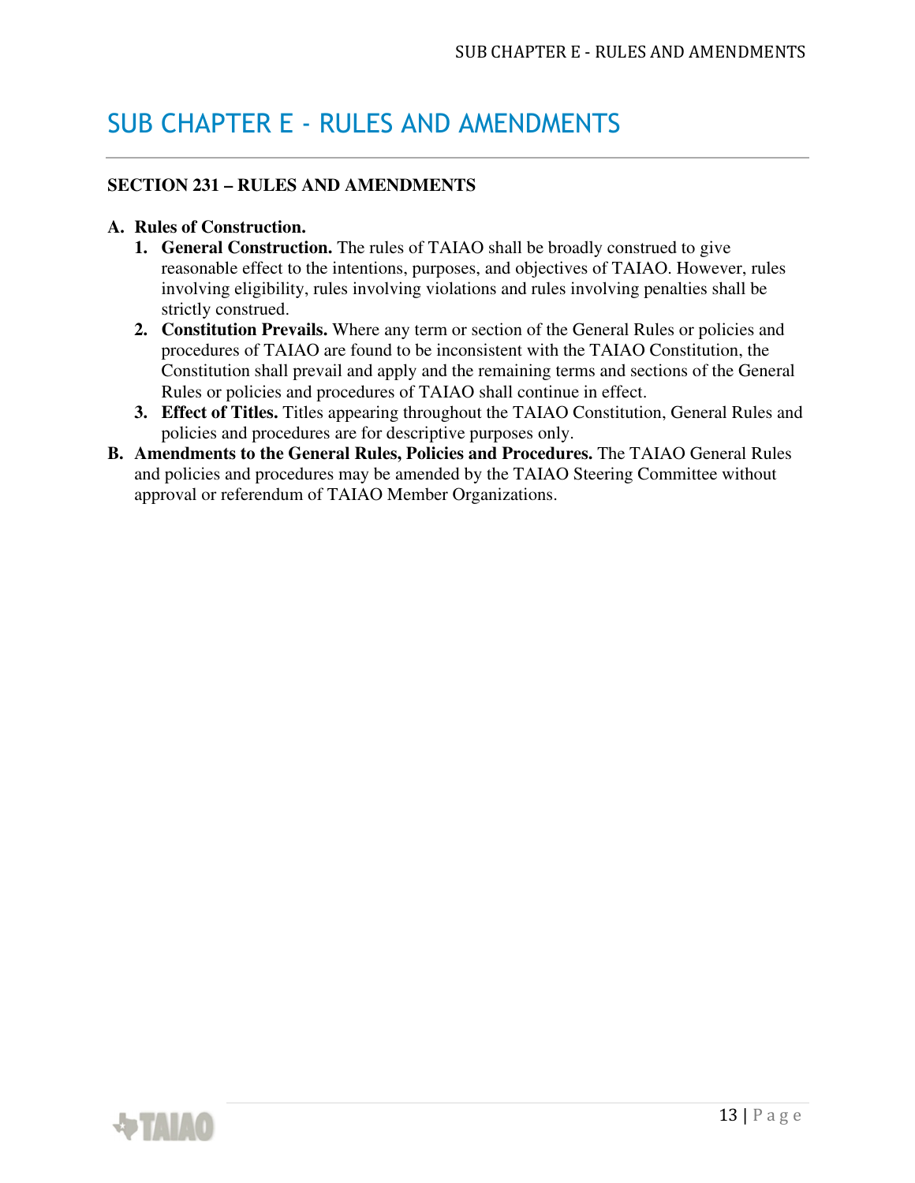# SUB CHAPTER E - RULES AND AMENDMENTS

**SECTION 231 – RULES AND AMENDMENTS**

**A. Rules of Construction.**

1. **General Construction.** The rules of TAIAO shall be broadly construed to give reasonable effect to the intentions, purposes, and objectives of TAIAO. However, rules involving eligibility, rules involving violations and rules involving penalties shall be strictly construed.
2. **Constitution Prevails.** Where any term or section of the General Rules or policies and procedures of TAIAO are found to be inconsistent with the TAIAO Constitution, the Constitution shall prevail and apply and the remaining terms and sections of the General Rules or policies and procedures of TAIAO shall continue in effect.
3. **Effect of Titles.** Titles appearing throughout the TAIAO Constitution, General Rules and policies and procedures are for descriptive purposes only.

**B. Amendments to the General Rules, Policies and Procedures.** The TAIAO General Rules and policies and procedures may be amended by the TAIAO Steering Committee without approval or referendum of TAIAO Member Organizations.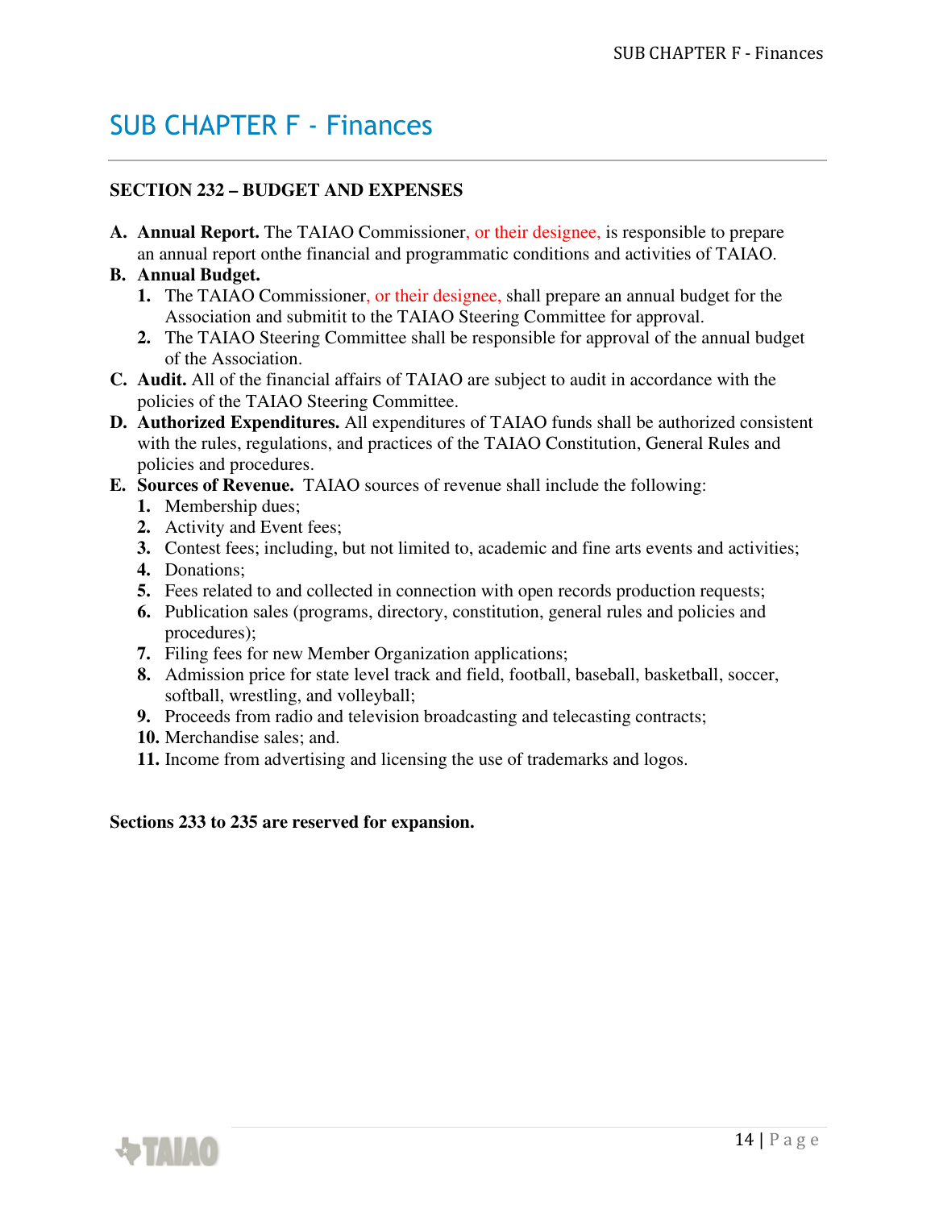# SUB CHAPTER F - Finances

**SECTION 232 – BUDGET AND EXPENSES**

**A. Annual Report.** The TAIAO Commissioner, or their designee, is responsible to prepare an annual report onthe financial and programmatic conditions and activities of TAIAO.

**B. Annual Budget.**

1. The TAIAO Commissioner, or their designee, shall prepare an annual budget for the Association and submitit to the TAIAO Steering Committee for approval.
2. The TAIAO Steering Committee shall be responsible for approval of the annual budget of the Association.

**C. Audit.** All of the financial affairs of TAIAO are subject to audit in accordance with the policies of the TAIAO Steering Committee.

**D. Authorized Expenditures.** All expenditures of TAIAO funds shall be authorized consistent with the rules, regulations, and practices of the TAIAO Constitution, General Rules and policies and procedures.

**E. Sources of Revenue.** TAIAO sources of revenue shall include the following:

1. Membership dues;
2. Activity and Event fees;
3. Contest fees; including, but not limited to, academic and fine arts events and activities;
4. Donations;
5. Fees related to and collected in connection with open records production requests;
6. Publication sales (programs, directory, constitution, general rules and policies and procedures);
7. Filing fees for new Member Organization applications;
8. Admission price for state level track and field, football, baseball, basketball, soccer, softball, wrestling, and volleyball;
9. Proceeds from radio and television broadcasting and telecasting contracts;
10. Merchandise sales; and.
11. Income from advertising and licensing the use of trademarks and logos.

**Sections 233 to 235 are reserved for expansion.**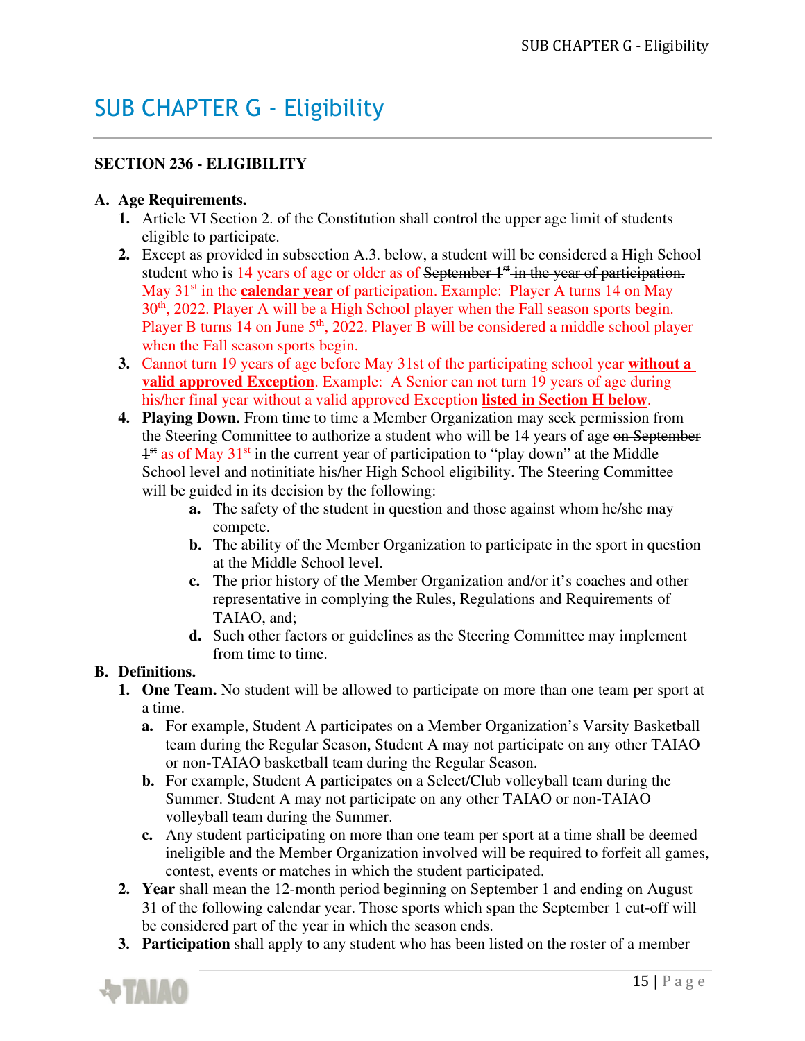# SUB CHAPTER G - Eligibility

## SECTION 236 - ELIGIBILITY

**A. Age Requirements.**

1. Article VI Section 2. of the Constitution shall control the upper age limit of students eligible to participate.
2. Except as provided in subsection A.3. below, a student will be considered a High School student who is 14 years of age or older as of ~~September 1st in the year of participation.~~ May 31st in the **calendar year** of participation. Example: Player A turns 14 on May 30th, 2022. Player A will be a High School player when the Fall season sports begin. Player B turns 14 on June 5th, 2022. Player B will be considered a middle school player when the Fall season sports begin.
3. Cannot turn 19 years of age before May 31st of the participating school year **without a valid approved Exception**. Example: A Senior can not turn 19 years of age during his/her final year without a valid approved Exception **listed in Section H below**.
4. **Playing Down.** From time to time a Member Organization may seek permission from the Steering Committee to authorize a student who will be 14 years of age ~~on September 1st~~ as of May 31st in the current year of participation to "play down" at the Middle School level and notinitiate his/her High School eligibility. The Steering Committee will be guided in its decision by the following:
   - **a.** The safety of the student in question and those against whom he/she may compete.
   - **b.** The ability of the Member Organization to participate in the sport in question at the Middle School level.
   - **c.** The prior history of the Member Organization and/or it's coaches and other representative in complying the Rules, Regulations and Requirements of TAIAO, and;
   - **d.** Such other factors or guidelines as the Steering Committee may implement from time to time.

**B. Definitions.**

1. **One Team.** No student will be allowed to participate on more than one team per sport at a time.
   - **a.** For example, Student A participates on a Member Organization's Varsity Basketball team during the Regular Season, Student A may not participate on any other TAIAO or non-TAIAO basketball team during the Regular Season.
   - **b.** For example, Student A participates on a Select/Club volleyball team during the Summer. Student A may not participate on any other TAIAO or non-TAIAO volleyball team during the Summer.
   - **c.** Any student participating on more than one team per sport at a time shall be deemed ineligible and the Member Organization involved will be required to forfeit all games, contest, events or matches in which the student participated.
2. **Year** shall mean the 12-month period beginning on September 1 and ending on August 31 of the following calendar year. Those sports which span the September 1 cut-off will be considered part of the year in which the season ends.
3. **Participation** shall apply to any student who has been listed on the roster of a member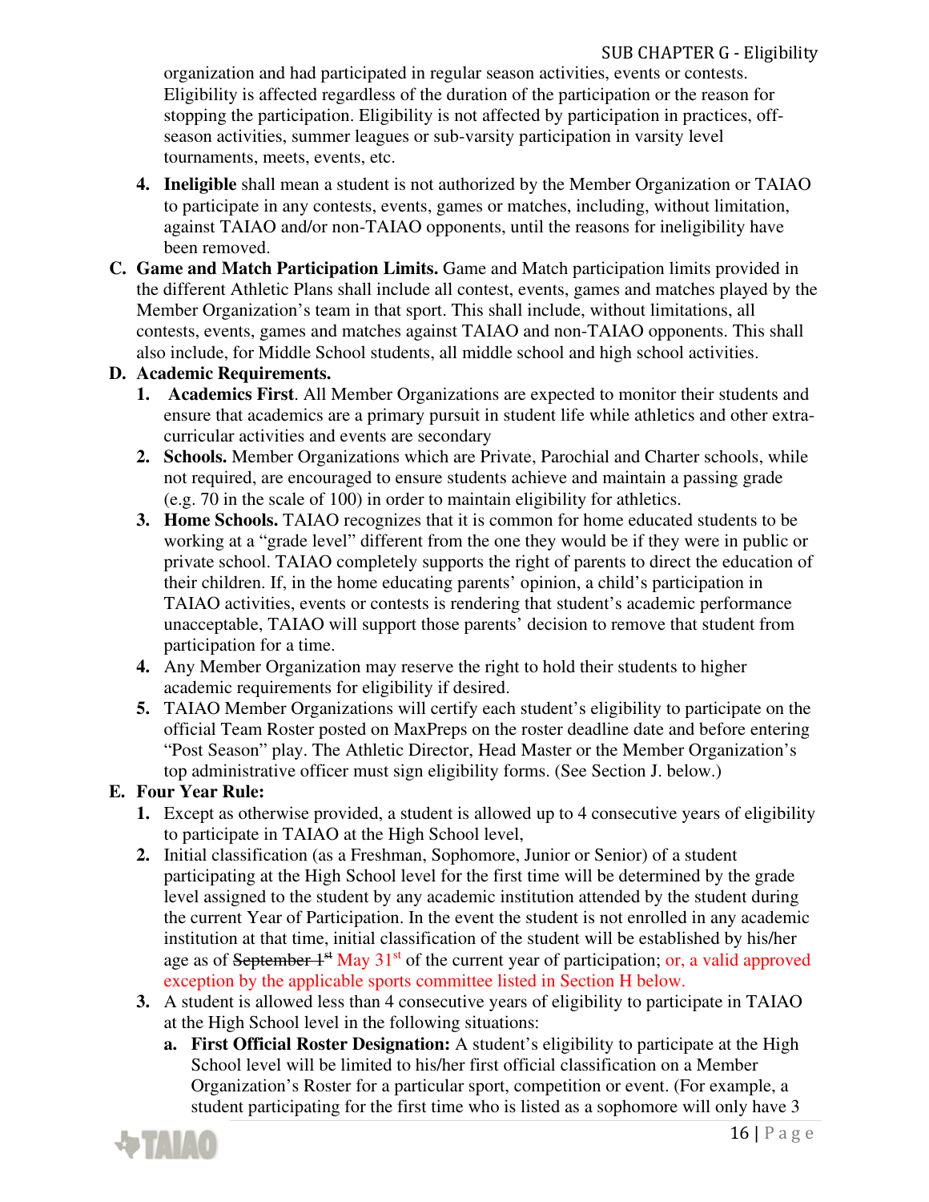organization and had participated in regular season activities, events or contests. Eligibility is affected regardless of the duration of the participation or the reason for stopping the participation. Eligibility is not affected by participation in practices, off-season activities, summer leagues or sub-varsity participation in varsity level tournaments, meets, events, etc.

4. **Ineligible** shall mean a student is not authorized by the Member Organization or TAIAO to participate in any contests, events, games or matches, including, without limitation, against TAIAO and/or non-TAIAO opponents, until the reasons for ineligibility have been removed.

**C. Game and Match Participation Limits.** Game and Match participation limits provided in the different Athletic Plans shall include all contest, events, games and matches played by the Member Organization's team in that sport. This shall include, without limitations, all contests, events, games and matches against TAIAO and non-TAIAO opponents. This shall also include, for Middle School students, all middle school and high school activities.

**D. Academic Requirements.**

1. **Academics First**. All Member Organizations are expected to monitor their students and ensure that academics are a primary pursuit in student life while athletics and other extra-curricular activities and events are secondary
2. **Schools.** Member Organizations which are Private, Parochial and Charter schools, while not required, are encouraged to ensure students achieve and maintain a passing grade (e.g. 70 in the scale of 100) in order to maintain eligibility for athletics.
3. **Home Schools.** TAIAO recognizes that it is common for home educated students to be working at a "grade level" different from the one they would be if they were in public or private school. TAIAO completely supports the right of parents to direct the education of their children. If, in the home educating parents' opinion, a child's participation in TAIAO activities, events or contests is rendering that student's academic performance unacceptable, TAIAO will support those parents' decision to remove that student from participation for a time.
4. Any Member Organization may reserve the right to hold their students to higher academic requirements for eligibility if desired.
5. TAIAO Member Organizations will certify each student's eligibility to participate on the official Team Roster posted on MaxPreps on the roster deadline date and before entering "Post Season" play. The Athletic Director, Head Master or the Member Organization's top administrative officer must sign eligibility forms. (See Section J. below.)

**E. Four Year Rule:**

1. Except as otherwise provided, a student is allowed up to 4 consecutive years of eligibility to participate in TAIAO at the High School level,
2. Initial classification (as a Freshman, Sophomore, Junior or Senior) of a student participating at the High School level for the first time will be determined by the grade level assigned to the student by any academic institution attended by the student during the current Year of Participation. In the event the student is not enrolled in any academic institution at that time, initial classification of the student will be established by his/her age as of ~~September 1st~~ May 31st of the current year of participation; or, a valid approved exception by the applicable sports committee listed in Section H below.
3. A student is allowed less than 4 consecutive years of eligibility to participate in TAIAO at the High School level in the following situations:
   a. **First Official Roster Designation:** A student's eligibility to participate at the High School level will be limited to his/her first official classification on a Member Organization's Roster for a particular sport, competition or event. (For example, a student participating for the first time who is listed as a sophomore will only have 3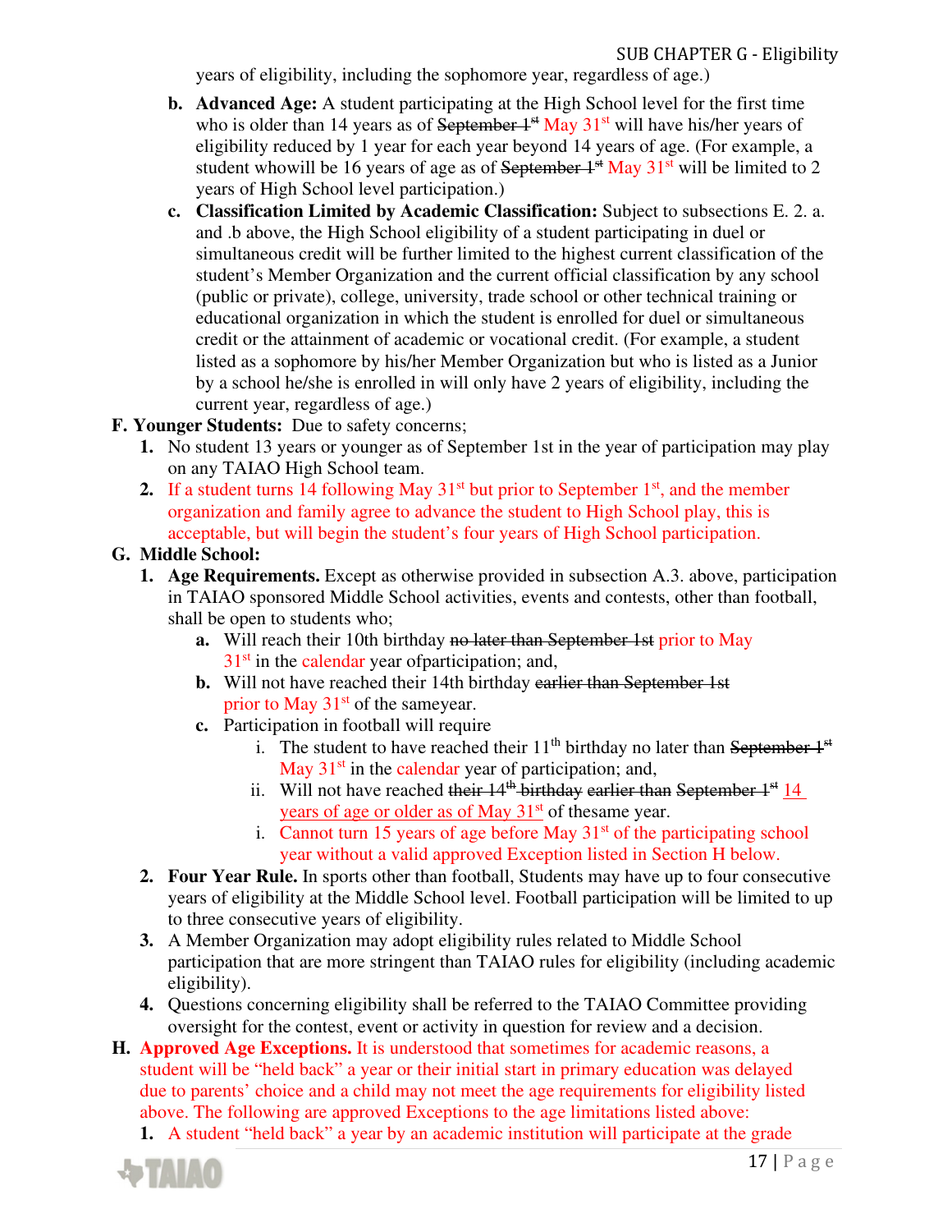years of eligibility, including the sophomore year, regardless of age.)

b. **Advanced Age:** A student participating at the High School level for the first time who is older than 14 years as of ~~September 1st~~ May 31st will have his/her years of eligibility reduced by 1 year for each year beyond 14 years of age. (For example, a student whowill be 16 years of age as of ~~September 1st~~ May 31st will be limited to 2 years of High School level participation.)

c. **Classification Limited by Academic Classification:** Subject to subsections E. 2. a. and .b above, the High School eligibility of a student participating in duel or simultaneous credit will be further limited to the highest current classification of the student's Member Organization and the current official classification by any school (public or private), college, university, trade school or other technical training or educational organization in which the student is enrolled for duel or simultaneous credit or the attainment of academic or vocational credit. (For example, a student listed as a sophomore by his/her Member Organization but who is listed as a Junior by a school he/she is enrolled in will only have 2 years of eligibility, including the current year, regardless of age.)

**F. Younger Students:** Due to safety concerns;

1. No student 13 years or younger as of September 1st in the year of participation may play on any TAIAO High School team.
2. If a student turns 14 following May 31st but prior to September 1st, and the member organization and family agree to advance the student to High School play, this is acceptable, but will begin the student's four years of High School participation.

**G. Middle School:**

1. **Age Requirements.** Except as otherwise provided in subsection A.3. above, participation in TAIAO sponsored Middle School activities, events and contests, other than football, shall be open to students who;
   a. Will reach their 10th birthday ~~no later than September 1st~~ prior to May 31st in the calendar year ofparticipation; and,
   b. Will not have reached their 14th birthday ~~earlier than September 1st~~ prior to May 31st of the sameyear.
   c. Participation in football will require
      i. The student to have reached their 11th birthday no later than ~~September 1st~~ May 31st in the calendar year of participation; and,
      ii. Will not have reached ~~their 14th birthday earlier than September 1st~~ 14 years of age or older as of May 31st of thesame year.
      i. Cannot turn 15 years of age before May 31st of the participating school year without a valid approved Exception listed in Section H below.
2. **Four Year Rule.** In sports other than football, Students may have up to four consecutive years of eligibility at the Middle School level. Football participation will be limited to up to three consecutive years of eligibility.
3. A Member Organization may adopt eligibility rules related to Middle School participation that are more stringent than TAIAO rules for eligibility (including academic eligibility).
4. Questions concerning eligibility shall be referred to the TAIAO Committee providing oversight for the contest, event or activity in question for review and a decision.

**H. Approved Age Exceptions.** It is understood that sometimes for academic reasons, a student will be "held back" a year or their initial start in primary education was delayed due to parents' choice and a child may not meet the age requirements for eligibility listed above. The following are approved Exceptions to the age limitations listed above:

1. A student "held back" a year by an academic institution will participate at the grade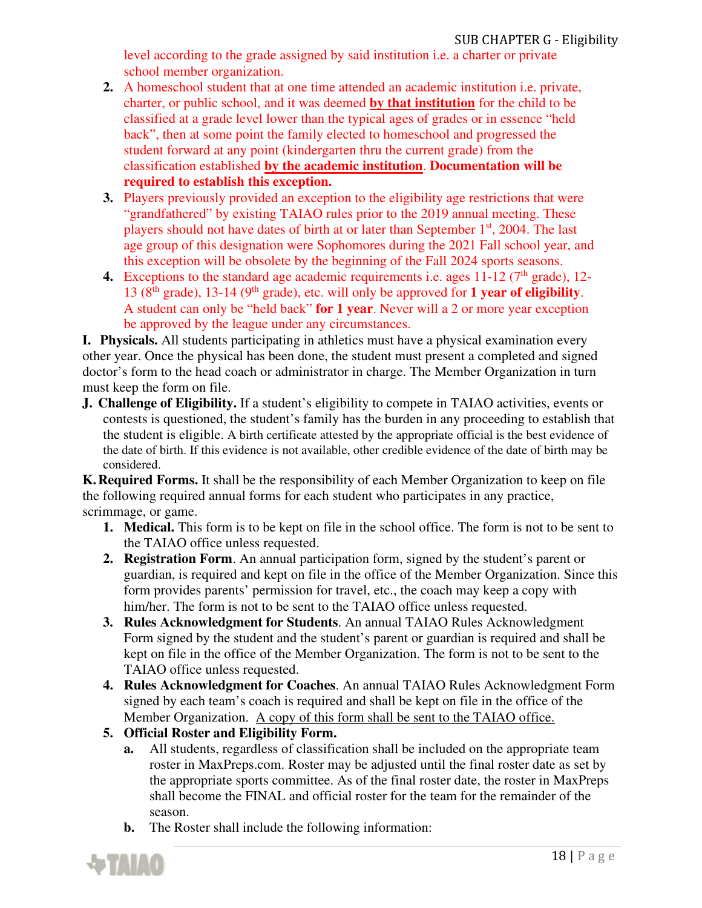level according to the grade assigned by said institution i.e. a charter or private school member organization.

2. A homeschool student that at one time attended an academic institution i.e. private, charter, or public school, and it was deemed **by that institution** for the child to be classified at a grade level lower than the typical ages of grades or in essence "held back", then at some point the family elected to homeschool and progressed the student forward at any point (kindergarten thru the current grade) from the classification established **by the academic institution**. **Documentation will be required to establish this exception.**
3. Players previously provided an exception to the eligibility age restrictions that were "grandfathered" by existing TAIAO rules prior to the 2019 annual meeting. These players should not have dates of birth at or later than September 1st, 2004. The last age group of this designation were Sophomores during the 2021 Fall school year, and this exception will be obsolete by the beginning of the Fall 2024 sports seasons.
4. Exceptions to the standard age academic requirements i.e. ages 11-12 (7th grade), 12-13 (8th grade), 13-14 (9th grade), etc. will only be approved for **1 year of eligibility**. A student can only be "held back" **for 1 year**. Never will a 2 or more year exception be approved by the league under any circumstances.

**I. Physicals.** All students participating in athletics must have a physical examination every other year. Once the physical has been done, the student must present a completed and signed doctor's form to the head coach or administrator in charge. The Member Organization in turn must keep the form on file.

**J. Challenge of Eligibility.** If a student's eligibility to compete in TAIAO activities, events or contests is questioned, the student's family has the burden in any proceeding to establish that the student is eligible. A birth certificate attested by the appropriate official is the best evidence of the date of birth. If this evidence is not available, other credible evidence of the date of birth may be considered.

**K. Required Forms.** It shall be the responsibility of each Member Organization to keep on file the following required annual forms for each student who participates in any practice, scrimmage, or game.

1. **Medical.** This form is to be kept on file in the school office. The form is not to be sent to the TAIAO office unless requested.
2. **Registration Form**. An annual participation form, signed by the student's parent or guardian, is required and kept on file in the office of the Member Organization. Since this form provides parents' permission for travel, etc., the coach may keep a copy with him/her. The form is not to be sent to the TAIAO office unless requested.
3. **Rules Acknowledgment for Students**. An annual TAIAO Rules Acknowledgment Form signed by the student and the student's parent or guardian is required and shall be kept on file in the office of the Member Organization. The form is not to be sent to the TAIAO office unless requested.
4. **Rules Acknowledgment for Coaches**. An annual TAIAO Rules Acknowledgment Form signed by each team's coach is required and shall be kept on file in the office of the Member Organization. A copy of this form shall be sent to the TAIAO office.
5. **Official Roster and Eligibility Form.**
   - **a.** All students, regardless of classification shall be included on the appropriate team roster in MaxPreps.com. Roster may be adjusted until the final roster date as set by the appropriate sports committee. As of the final roster date, the roster in MaxPreps shall become the FINAL and official roster for the team for the remainder of the season.
   - **b.** The Roster shall include the following information: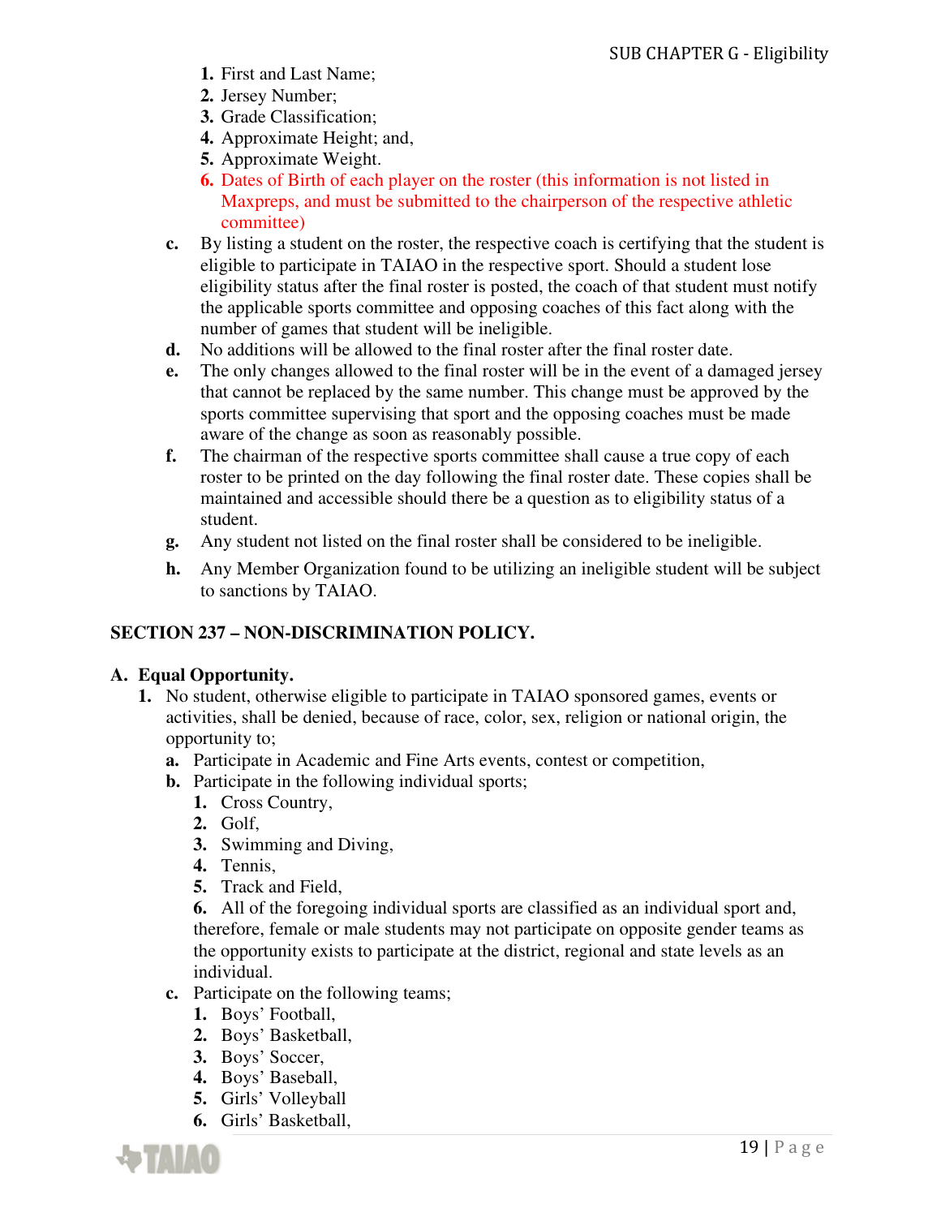1. First and Last Name;
2. Jersey Number;
3. Grade Classification;
4. Approximate Height; and,
5. Approximate Weight.
6. Dates of Birth of each player on the roster (this information is not listed in Maxpreps, and must be submitted to the chairperson of the respective athletic committee)

c. By listing a student on the roster, the respective coach is certifying that the student is eligible to participate in TAIAO in the respective sport. Should a student lose eligibility status after the final roster is posted, the coach of that student must notify the applicable sports committee and opposing coaches of this fact along with the number of games that student will be ineligible.

d. No additions will be allowed to the final roster after the final roster date.

e. The only changes allowed to the final roster will be in the event of a damaged jersey that cannot be replaced by the same number. This change must be approved by the sports committee supervising that sport and the opposing coaches must be made aware of the change as soon as reasonably possible.

f. The chairman of the respective sports committee shall cause a true copy of each roster to be printed on the day following the final roster date. These copies shall be maintained and accessible should there be a question as to eligibility status of a student.

g. Any student not listed on the final roster shall be considered to be ineligible.

h. Any Member Organization found to be utilizing an ineligible student will be subject to sanctions by TAIAO.

## SECTION 237 – NON-DISCRIMINATION POLICY.

### A. Equal Opportunity.

1. No student, otherwise eligible to participate in TAIAO sponsored games, events or activities, shall be denied, because of race, color, sex, religion or national origin, the opportunity to;
   - a. Participate in Academic and Fine Arts events, contest or competition,
   - b. Participate in the following individual sports;
     1. Cross Country,
     2. Golf,
     3. Swimming and Diving,
     4. Tennis,
     5. Track and Field,
     6. All of the foregoing individual sports are classified as an individual sport and, therefore, female or male students may not participate on opposite gender teams as the opportunity exists to participate at the district, regional and state levels as an individual.
   - c. Participate on the following teams;
     1. Boys' Football,
     2. Boys' Basketball,
     3. Boys' Soccer,
     4. Boys' Baseball,
     5. Girls' Volleyball
     6. Girls' Basketball,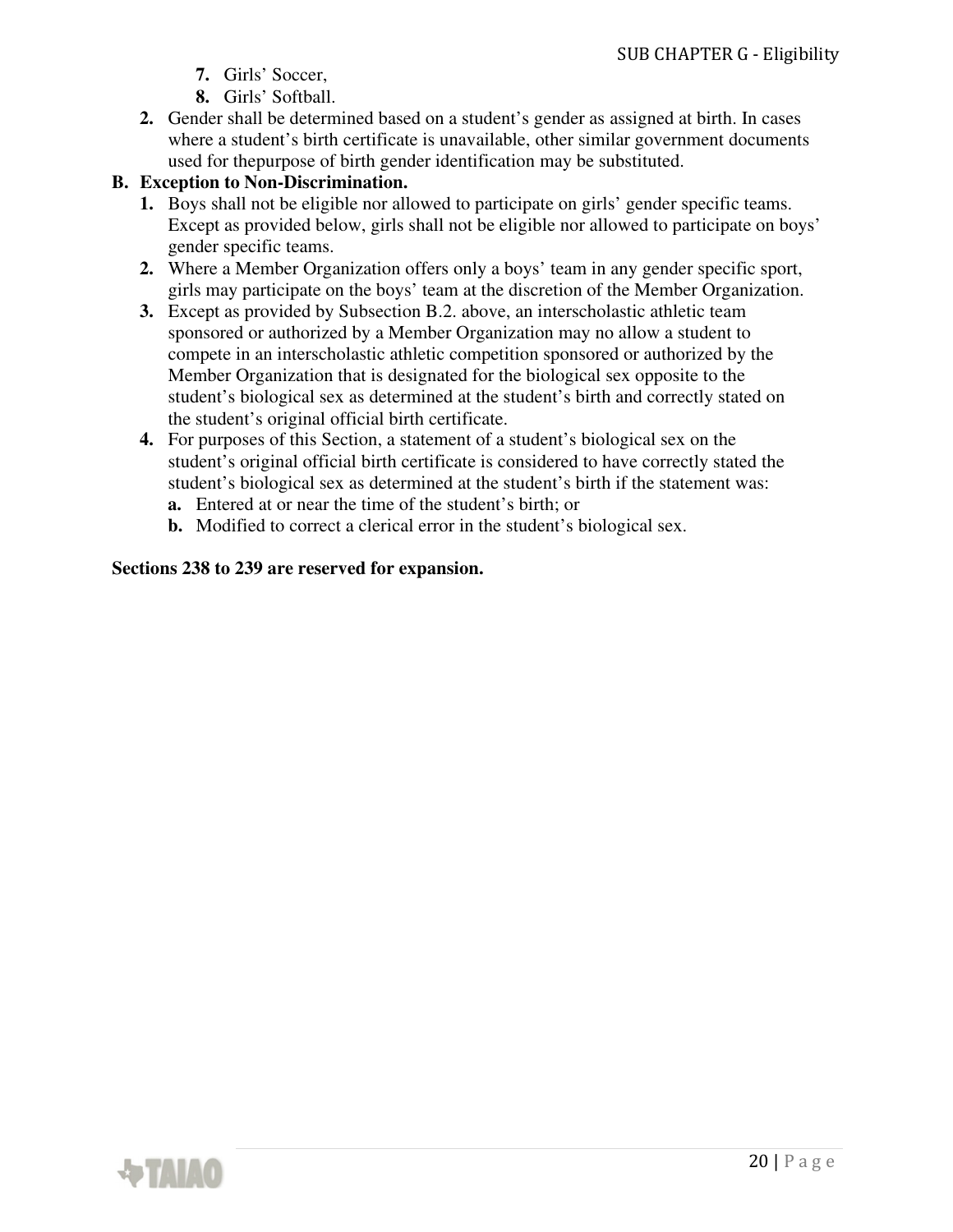7. Girls' Soccer,
8. Girls' Softball.

2. Gender shall be determined based on a student's gender as assigned at birth. In cases where a student's birth certificate is unavailable, other similar government documents used for thepurpose of birth gender identification may be substituted.

**B. Exception to Non-Discrimination.**

1. Boys shall not be eligible nor allowed to participate on girls' gender specific teams. Except as provided below, girls shall not be eligible nor allowed to participate on boys' gender specific teams.
2. Where a Member Organization offers only a boys' team in any gender specific sport, girls may participate on the boys' team at the discretion of the Member Organization.
3. Except as provided by Subsection B.2. above, an interscholastic athletic team sponsored or authorized by a Member Organization may no allow a student to compete in an interscholastic athletic competition sponsored or authorized by the Member Organization that is designated for the biological sex opposite to the student's biological sex as determined at the student's birth and correctly stated on the student's original official birth certificate.
4. For purposes of this Section, a statement of a student's biological sex on the student's original official birth certificate is considered to have correctly stated the student's biological sex as determined at the student's birth if the statement was:
   - **a.** Entered at or near the time of the student's birth; or
   - **b.** Modified to correct a clerical error in the student's biological sex.

**Sections 238 to 239 are reserved for expansion.**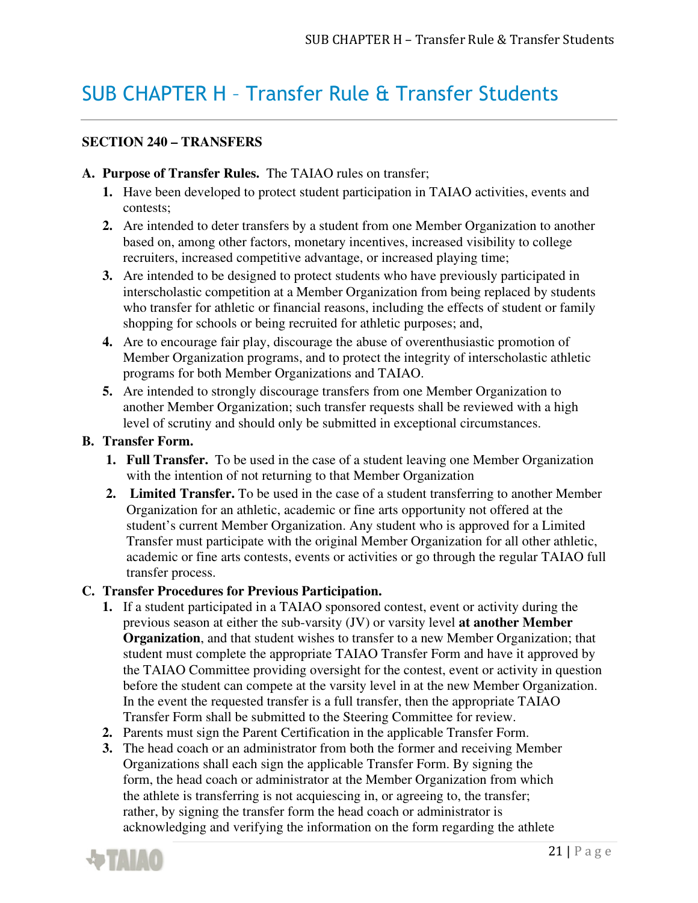# SUB CHAPTER H – Transfer Rule & Transfer Students

## SECTION 240 – TRANSFERS

**A. Purpose of Transfer Rules.** The TAIAO rules on transfer;

1. Have been developed to protect student participation in TAIAO activities, events and contests;
2. Are intended to deter transfers by a student from one Member Organization to another based on, among other factors, monetary incentives, increased visibility to college recruiters, increased competitive advantage, or increased playing time;
3. Are intended to be designed to protect students who have previously participated in interscholastic competition at a Member Organization from being replaced by students who transfer for athletic or financial reasons, including the effects of student or family shopping for schools or being recruited for athletic purposes; and,
4. Are to encourage fair play, discourage the abuse of overenthusiastic promotion of Member Organization programs, and to protect the integrity of interscholastic athletic programs for both Member Organizations and TAIAO.
5. Are intended to strongly discourage transfers from one Member Organization to another Member Organization; such transfer requests shall be reviewed with a high level of scrutiny and should only be submitted in exceptional circumstances.

**B. Transfer Form.**

1. **Full Transfer.** To be used in the case of a student leaving one Member Organization with the intention of not returning to that Member Organization
2. **Limited Transfer.** To be used in the case of a student transferring to another Member Organization for an athletic, academic or fine arts opportunity not offered at the student's current Member Organization. Any student who is approved for a Limited Transfer must participate with the original Member Organization for all other athletic, academic or fine arts contests, events or activities or go through the regular TAIAO full transfer process.

**C. Transfer Procedures for Previous Participation.**

1. If a student participated in a TAIAO sponsored contest, event or activity during the previous season at either the sub-varsity (JV) or varsity level **at another Member Organization**, and that student wishes to transfer to a new Member Organization; that student must complete the appropriate TAIAO Transfer Form and have it approved by the TAIAO Committee providing oversight for the contest, event or activity in question before the student can compete at the varsity level in at the new Member Organization. In the event the requested transfer is a full transfer, then the appropriate TAIAO Transfer Form shall be submitted to the Steering Committee for review.
2. Parents must sign the Parent Certification in the applicable Transfer Form.
3. The head coach or an administrator from both the former and receiving Member Organizations shall each sign the applicable Transfer Form. By signing the form, the head coach or administrator at the Member Organization from which the athlete is transferring is not acquiescing in, or agreeing to, the transfer; rather, by signing the transfer form the head coach or administrator is acknowledging and verifying the information on the form regarding the athlete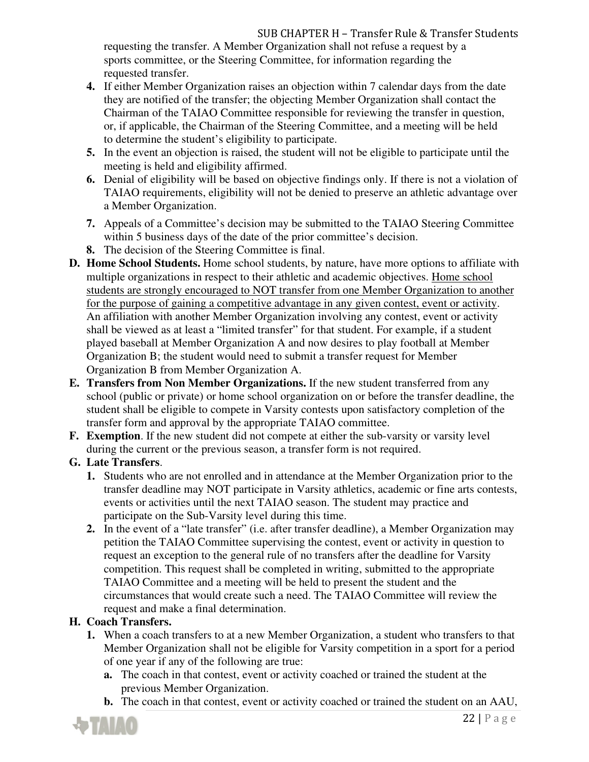requesting the transfer. A Member Organization shall not refuse a request by a sports committee, or the Steering Committee, for information regarding the requested transfer.

4. If either Member Organization raises an objection within 7 calendar days from the date they are notified of the transfer; the objecting Member Organization shall contact the Chairman of the TAIAO Committee responsible for reviewing the transfer in question, or, if applicable, the Chairman of the Steering Committee, and a meeting will be held to determine the student's eligibility to participate.
5. In the event an objection is raised, the student will not be eligible to participate until the meeting is held and eligibility affirmed.
6. Denial of eligibility will be based on objective findings only. If there is not a violation of TAIAO requirements, eligibility will not be denied to preserve an athletic advantage over a Member Organization.
7. Appeals of a Committee's decision may be submitted to the TAIAO Steering Committee within 5 business days of the date of the prior committee's decision.
8. The decision of the Steering Committee is final.

**D. Home School Students.** Home school students, by nature, have more options to affiliate with multiple organizations in respect to their athletic and academic objectives. <u>Home school students are strongly encouraged to NOT transfer from one Member Organization to another for the purpose of gaining a competitive advantage in any given contest, event or activity</u>. An affiliation with another Member Organization involving any contest, event or activity shall be viewed as at least a "limited transfer" for that student. For example, if a student played baseball at Member Organization A and now desires to play football at Member Organization B; the student would need to submit a transfer request for Member Organization B from Member Organization A.

**E. Transfers from Non Member Organizations.** If the new student transferred from any school (public or private) or home school organization on or before the transfer deadline, the student shall be eligible to compete in Varsity contests upon satisfactory completion of the transfer form and approval by the appropriate TAIAO committee.

**F. Exemption**. If the new student did not compete at either the sub-varsity or varsity level during the current or the previous season, a transfer form is not required.

**G. Late Transfers**.

1. Students who are not enrolled and in attendance at the Member Organization prior to the transfer deadline may NOT participate in Varsity athletics, academic or fine arts contests, events or activities until the next TAIAO season. The student may practice and participate on the Sub-Varsity level during this time.
2. In the event of a "late transfer" (i.e. after transfer deadline), a Member Organization may petition the TAIAO Committee supervising the contest, event or activity in question to request an exception to the general rule of no transfers after the deadline for Varsity competition. This request shall be completed in writing, submitted to the appropriate TAIAO Committee and a meeting will be held to present the student and the circumstances that would create such a need. The TAIAO Committee will review the request and make a final determination.

**H. Coach Transfers.**

1. When a coach transfers to at a new Member Organization, a student who transfers to that Member Organization shall not be eligible for Varsity competition in a sport for a period of one year if any of the following are true:
   a. The coach in that contest, event or activity coached or trained the student at the previous Member Organization.
   b. The coach in that contest, event or activity coached or trained the student on an AAU,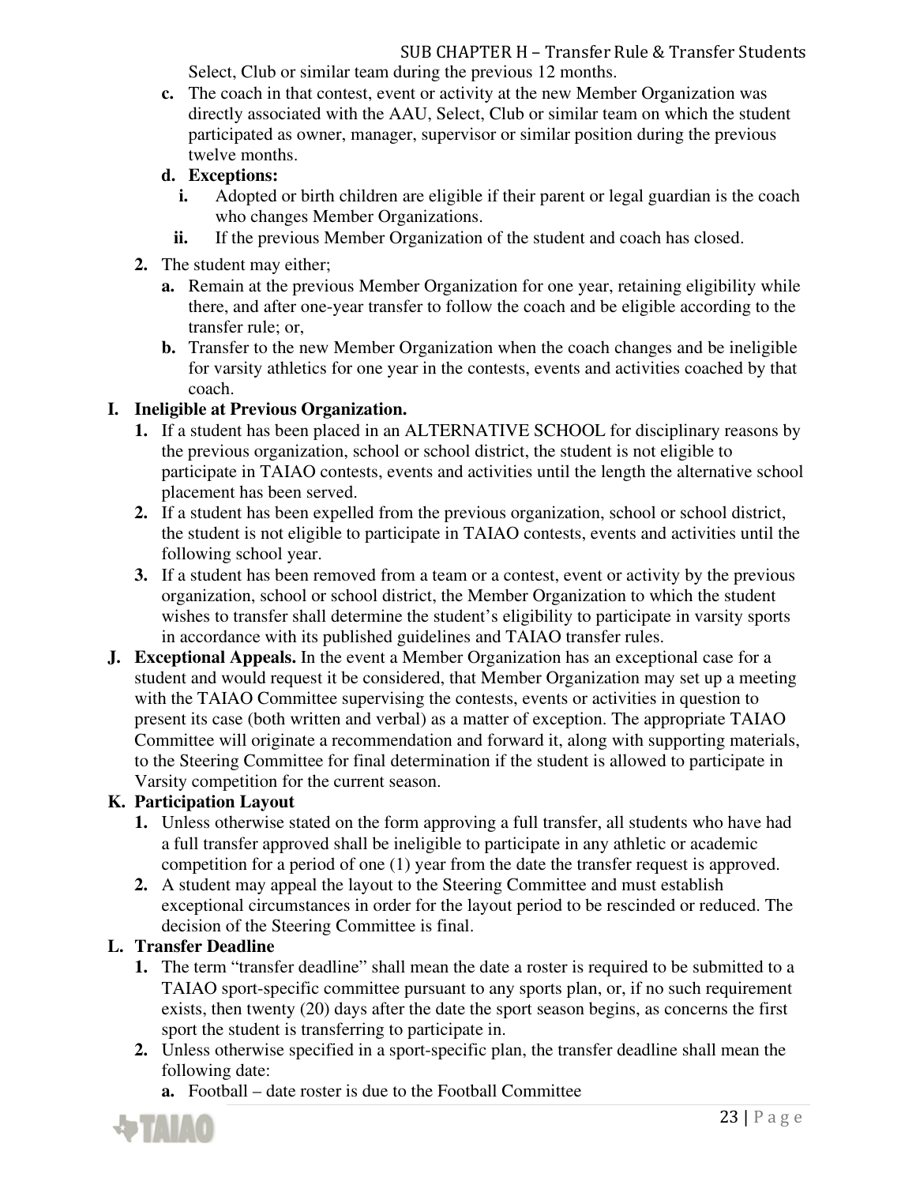Select, Club or similar team during the previous 12 months.

   c. The coach in that contest, event or activity at the new Member Organization was directly associated with the AAU, Select, Club or similar team on which the student participated as owner, manager, supervisor or similar position during the previous twelve months.

   d. **Exceptions:**

      i. Adopted or birth children are eligible if their parent or legal guardian is the coach who changes Member Organizations.

      ii. If the previous Member Organization of the student and coach has closed.

2. The student may either;

   a. Remain at the previous Member Organization for one year, retaining eligibility while there, and after one-year transfer to follow the coach and be eligible according to the transfer rule; or,

   b. Transfer to the new Member Organization when the coach changes and be ineligible for varsity athletics for one year in the contests, events and activities coached by that coach.

**I. Ineligible at Previous Organization.**

1. If a student has been placed in an ALTERNATIVE SCHOOL for disciplinary reasons by the previous organization, school or school district, the student is not eligible to participate in TAIAO contests, events and activities until the length the alternative school placement has been served.
2. If a student has been expelled from the previous organization, school or school district, the student is not eligible to participate in TAIAO contests, events and activities until the following school year.
3. If a student has been removed from a team or a contest, event or activity by the previous organization, school or school district, the Member Organization to which the student wishes to transfer shall determine the student's eligibility to participate in varsity sports in accordance with its published guidelines and TAIAO transfer rules.

**J. Exceptional Appeals.** In the event a Member Organization has an exceptional case for a student and would request it be considered, that Member Organization may set up a meeting with the TAIAO Committee supervising the contests, events or activities in question to present its case (both written and verbal) as a matter of exception. The appropriate TAIAO Committee will originate a recommendation and forward it, along with supporting materials, to the Steering Committee for final determination if the student is allowed to participate in Varsity competition for the current season.

**K. Participation Layout**

1. Unless otherwise stated on the form approving a full transfer, all students who have had a full transfer approved shall be ineligible to participate in any athletic or academic competition for a period of one (1) year from the date the transfer request is approved.
2. A student may appeal the layout to the Steering Committee and must establish exceptional circumstances in order for the layout period to be rescinded or reduced. The decision of the Steering Committee is final.

**L. Transfer Deadline**

1. The term "transfer deadline" shall mean the date a roster is required to be submitted to a TAIAO sport-specific committee pursuant to any sports plan, or, if no such requirement exists, then twenty (20) days after the date the sport season begins, as concerns the first sport the student is transferring to participate in.
2. Unless otherwise specified in a sport-specific plan, the transfer deadline shall mean the following date:

   a. Football – date roster is due to the Football Committee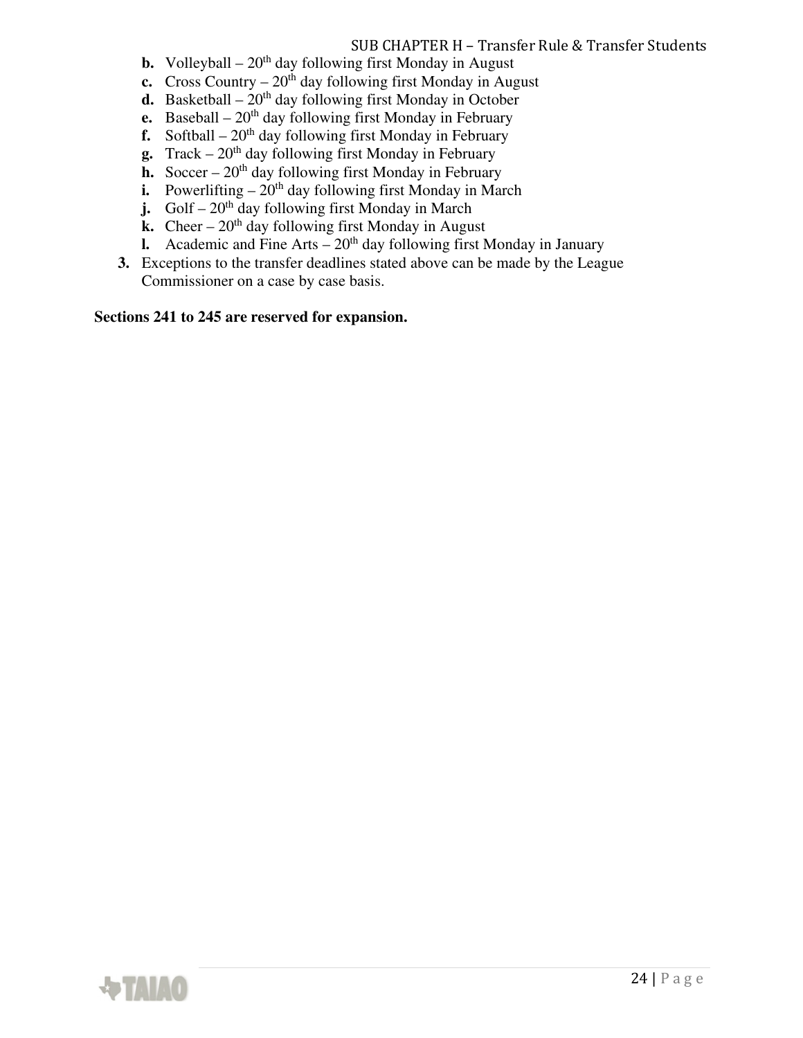- **b.** Volleyball – 20th day following first Monday in August
- **c.** Cross Country – 20th day following first Monday in August
- **d.** Basketball – 20th day following first Monday in October
- **e.** Baseball – 20th day following first Monday in February
- **f.** Softball – 20th day following first Monday in February
- **g.** Track – 20th day following first Monday in February
- **h.** Soccer – 20th day following first Monday in February
- **i.** Powerlifting – 20th day following first Monday in March
- **j.** Golf – 20th day following first Monday in March
- **k.** Cheer – 20th day following first Monday in August
- **l.** Academic and Fine Arts – 20th day following first Monday in January

**3.** Exceptions to the transfer deadlines stated above can be made by the League Commissioner on a case by case basis.

**Sections 241 to 245 are reserved for expansion.**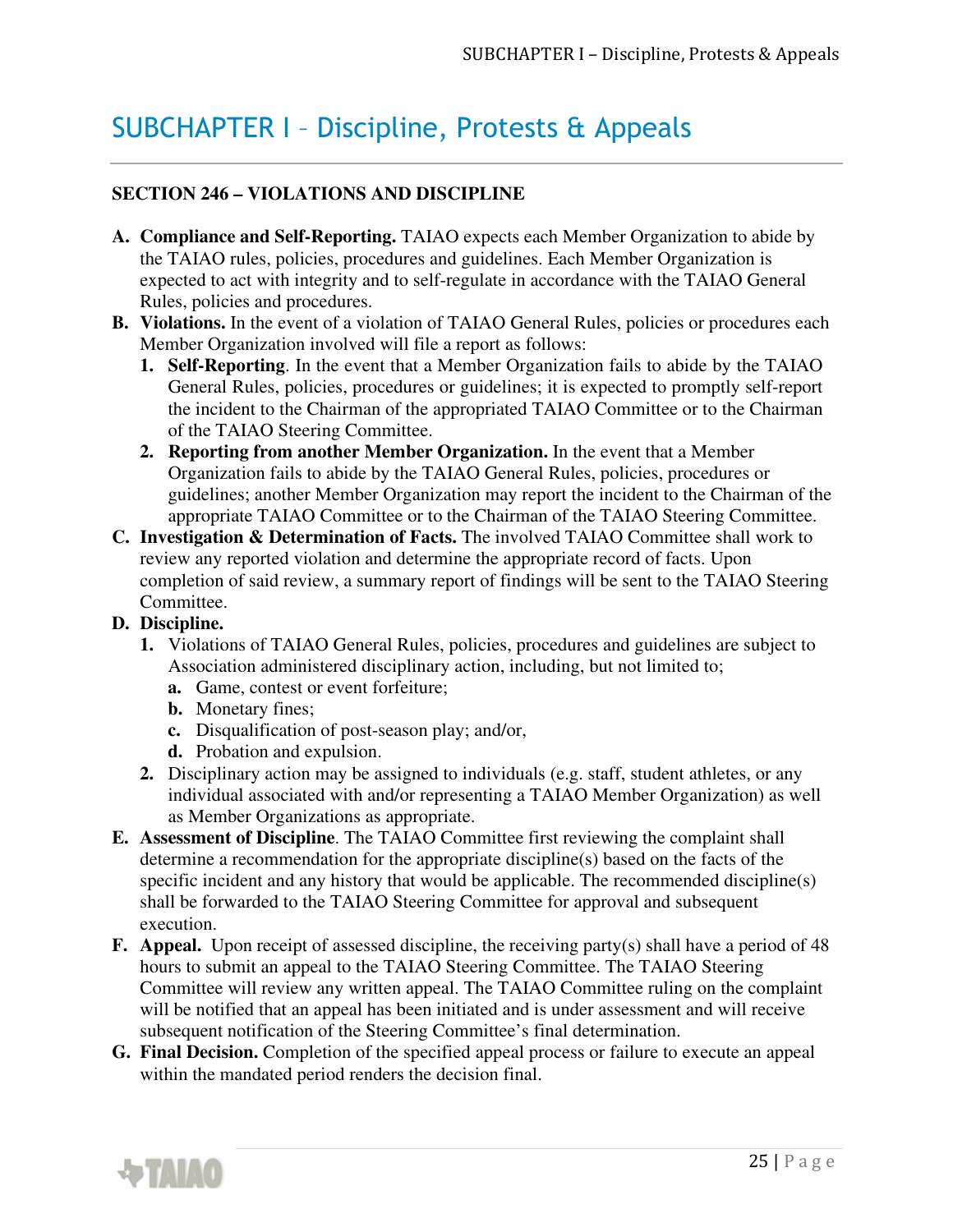# SUBCHAPTER I – Discipline, Protests & Appeals

## SECTION 246 – VIOLATIONS AND DISCIPLINE

**A. Compliance and Self-Reporting.** TAIAO expects each Member Organization to abide by the TAIAO rules, policies, procedures and guidelines. Each Member Organization is expected to act with integrity and to self-regulate in accordance with the TAIAO General Rules, policies and procedures.

**B. Violations.** In the event of a violation of TAIAO General Rules, policies or procedures each Member Organization involved will file a report as follows:

1. **Self-Reporting**. In the event that a Member Organization fails to abide by the TAIAO General Rules, policies, procedures or guidelines; it is expected to promptly self-report the incident to the Chairman of the appropriated TAIAO Committee or to the Chairman of the TAIAO Steering Committee.
2. **Reporting from another Member Organization.** In the event that a Member Organization fails to abide by the TAIAO General Rules, policies, procedures or guidelines; another Member Organization may report the incident to the Chairman of the appropriate TAIAO Committee or to the Chairman of the TAIAO Steering Committee.

**C. Investigation & Determination of Facts.** The involved TAIAO Committee shall work to review any reported violation and determine the appropriate record of facts. Upon completion of said review, a summary report of findings will be sent to the TAIAO Steering Committee.

**D. Discipline.**

1. Violations of TAIAO General Rules, policies, procedures and guidelines are subject to Association administered disciplinary action, including, but not limited to;
   - **a.** Game, contest or event forfeiture;
   - **b.** Monetary fines;
   - **c.** Disqualification of post-season play; and/or,
   - **d.** Probation and expulsion.
2. Disciplinary action may be assigned to individuals (e.g. staff, student athletes, or any individual associated with and/or representing a TAIAO Member Organization) as well as Member Organizations as appropriate.

**E. Assessment of Discipline**. The TAIAO Committee first reviewing the complaint shall determine a recommendation for the appropriate discipline(s) based on the facts of the specific incident and any history that would be applicable. The recommended discipline(s) shall be forwarded to the TAIAO Steering Committee for approval and subsequent execution.

**F. Appeal.** Upon receipt of assessed discipline, the receiving party(s) shall have a period of 48 hours to submit an appeal to the TAIAO Steering Committee. The TAIAO Steering Committee will review any written appeal. The TAIAO Committee ruling on the complaint will be notified that an appeal has been initiated and is under assessment and will receive subsequent notification of the Steering Committee's final determination.

**G. Final Decision.** Completion of the specified appeal process or failure to execute an appeal within the mandated period renders the decision final.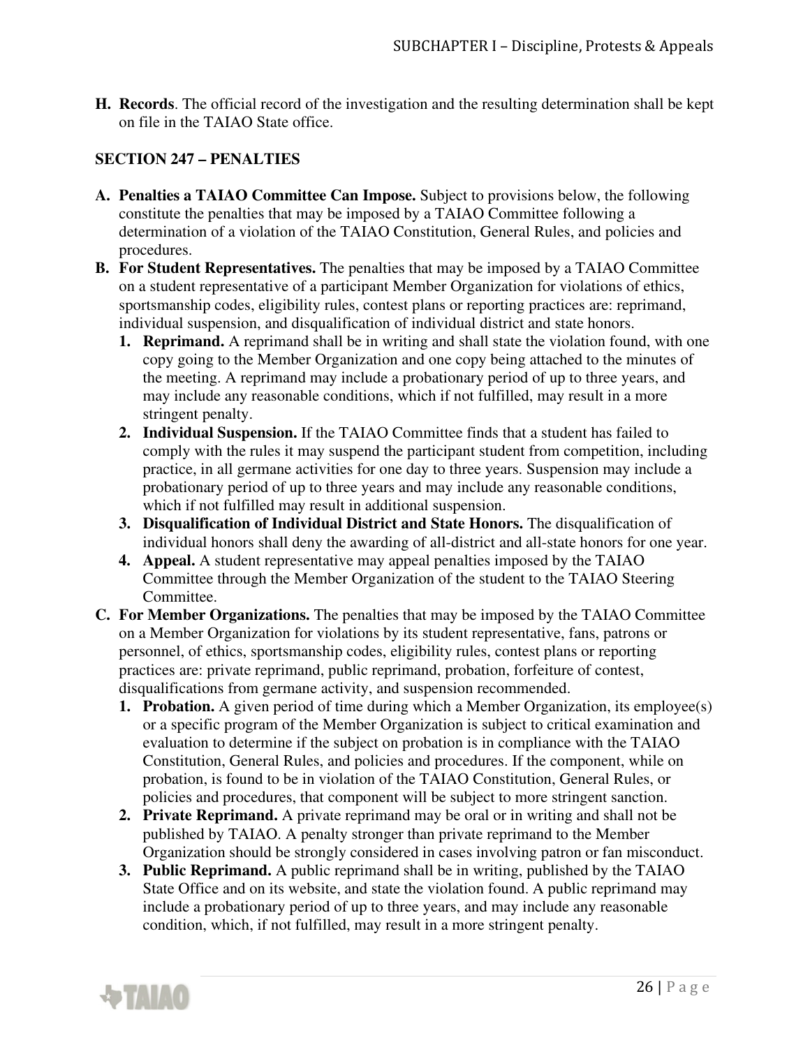**H. Records**. The official record of the investigation and the resulting determination shall be kept on file in the TAIAO State office.

## SECTION 247 – PENALTIES

**A. Penalties a TAIAO Committee Can Impose.** Subject to provisions below, the following constitute the penalties that may be imposed by a TAIAO Committee following a determination of a violation of the TAIAO Constitution, General Rules, and policies and procedures.

**B. For Student Representatives.** The penalties that may be imposed by a TAIAO Committee on a student representative of a participant Member Organization for violations of ethics, sportsmanship codes, eligibility rules, contest plans or reporting practices are: reprimand, individual suspension, and disqualification of individual district and state honors.

1. **Reprimand.** A reprimand shall be in writing and shall state the violation found, with one copy going to the Member Organization and one copy being attached to the minutes of the meeting. A reprimand may include a probationary period of up to three years, and may include any reasonable conditions, which if not fulfilled, may result in a more stringent penalty.
2. **Individual Suspension.** If the TAIAO Committee finds that a student has failed to comply with the rules it may suspend the participant student from competition, including practice, in all germane activities for one day to three years. Suspension may include a probationary period of up to three years and may include any reasonable conditions, which if not fulfilled may result in additional suspension.
3. **Disqualification of Individual District and State Honors.** The disqualification of individual honors shall deny the awarding of all-district and all-state honors for one year.
4. **Appeal.** A student representative may appeal penalties imposed by the TAIAO Committee through the Member Organization of the student to the TAIAO Steering Committee.

**C. For Member Organizations.** The penalties that may be imposed by the TAIAO Committee on a Member Organization for violations by its student representative, fans, patrons or personnel, of ethics, sportsmanship codes, eligibility rules, contest plans or reporting practices are: private reprimand, public reprimand, probation, forfeiture of contest, disqualifications from germane activity, and suspension recommended.

1. **Probation.** A given period of time during which a Member Organization, its employee(s) or a specific program of the Member Organization is subject to critical examination and evaluation to determine if the subject on probation is in compliance with the TAIAO Constitution, General Rules, and policies and procedures. If the component, while on probation, is found to be in violation of the TAIAO Constitution, General Rules, or policies and procedures, that component will be subject to more stringent sanction.
2. **Private Reprimand.** A private reprimand may be oral or in writing and shall not be published by TAIAO. A penalty stronger than private reprimand to the Member Organization should be strongly considered in cases involving patron or fan misconduct.
3. **Public Reprimand.** A public reprimand shall be in writing, published by the TAIAO State Office and on its website, and state the violation found. A public reprimand may include a probationary period of up to three years, and may include any reasonable condition, which, if not fulfilled, may result in a more stringent penalty.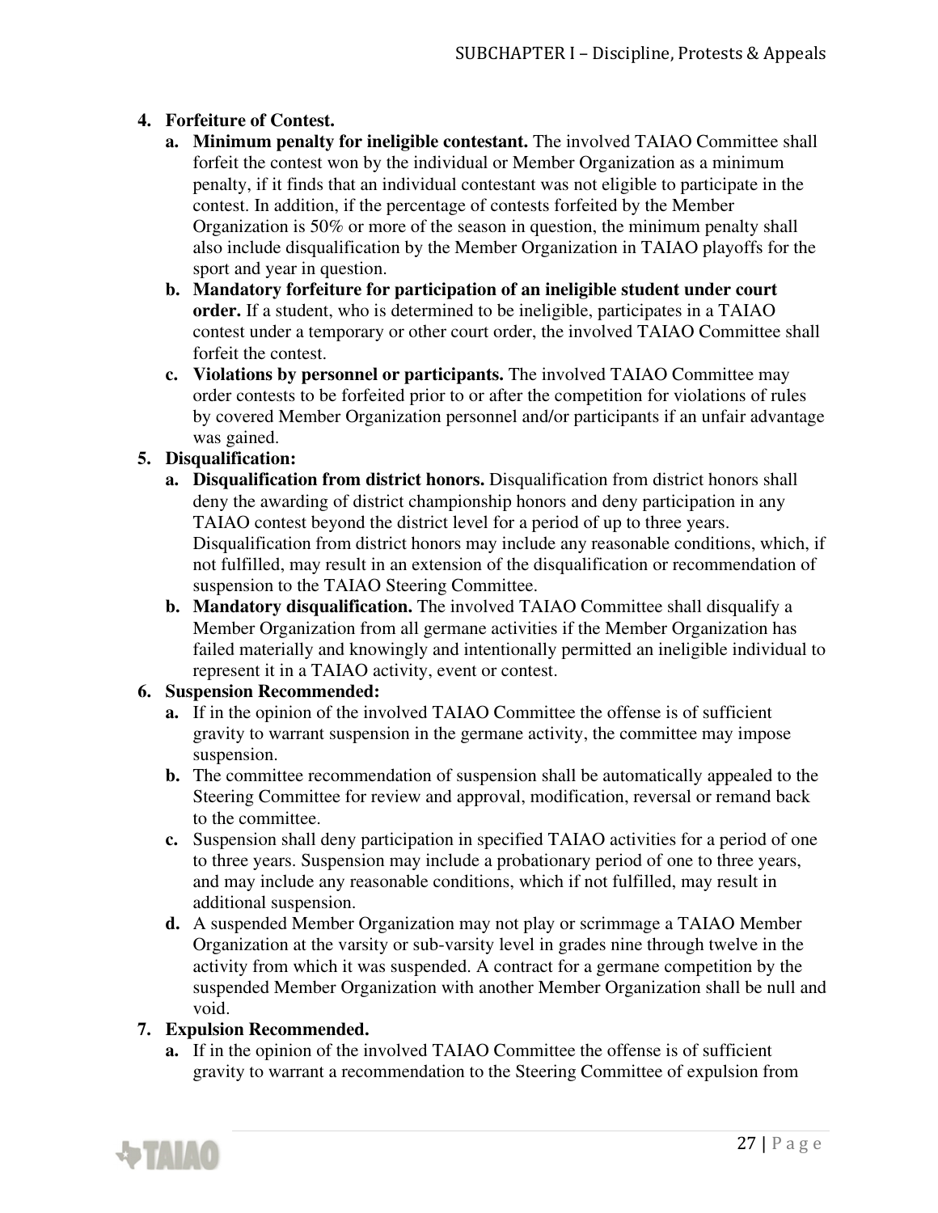4. **Forfeiture of Contest.**
   a. **Minimum penalty for ineligible contestant.** The involved TAIAO Committee shall forfeit the contest won by the individual or Member Organization as a minimum penalty, if it finds that an individual contestant was not eligible to participate in the contest. In addition, if the percentage of contests forfeited by the Member Organization is 50% or more of the season in question, the minimum penalty shall also include disqualification by the Member Organization in TAIAO playoffs for the sport and year in question.
   b. **Mandatory forfeiture for participation of an ineligible student under court order.** If a student, who is determined to be ineligible, participates in a TAIAO contest under a temporary or other court order, the involved TAIAO Committee shall forfeit the contest.
   c. **Violations by personnel or participants.** The involved TAIAO Committee may order contests to be forfeited prior to or after the competition for violations of rules by covered Member Organization personnel and/or participants if an unfair advantage was gained.
5. **Disqualification:**
   a. **Disqualification from district honors.** Disqualification from district honors shall deny the awarding of district championship honors and deny participation in any TAIAO contest beyond the district level for a period of up to three years. Disqualification from district honors may include any reasonable conditions, which, if not fulfilled, may result in an extension of the disqualification or recommendation of suspension to the TAIAO Steering Committee.
   b. **Mandatory disqualification.** The involved TAIAO Committee shall disqualify a Member Organization from all germane activities if the Member Organization has failed materially and knowingly and intentionally permitted an ineligible individual to represent it in a TAIAO activity, event or contest.
6. **Suspension Recommended:**
   a. If in the opinion of the involved TAIAO Committee the offense is of sufficient gravity to warrant suspension in the germane activity, the committee may impose suspension.
   b. The committee recommendation of suspension shall be automatically appealed to the Steering Committee for review and approval, modification, reversal or remand back to the committee.
   c. Suspension shall deny participation in specified TAIAO activities for a period of one to three years. Suspension may include a probationary period of one to three years, and may include any reasonable conditions, which if not fulfilled, may result in additional suspension.
   d. A suspended Member Organization may not play or scrimmage a TAIAO Member Organization at the varsity or sub-varsity level in grades nine through twelve in the activity from which it was suspended. A contract for a germane competition by the suspended Member Organization with another Member Organization shall be null and void.
7. **Expulsion Recommended.**
   a. If in the opinion of the involved TAIAO Committee the offense is of sufficient gravity to warrant a recommendation to the Steering Committee of expulsion from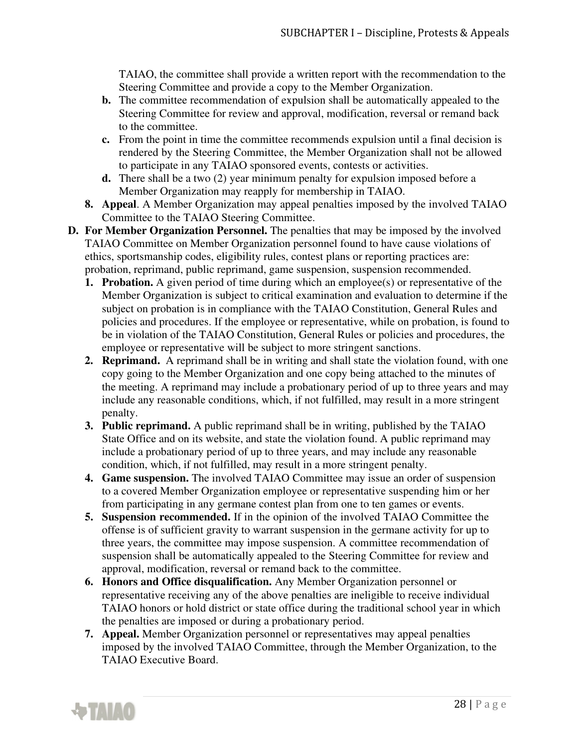TAIAO, the committee shall provide a written report with the recommendation to the Steering Committee and provide a copy to the Member Organization.

   - **b.** The committee recommendation of expulsion shall be automatically appealed to the Steering Committee for review and approval, modification, reversal or remand back to the committee.
   - **c.** From the point in time the committee recommends expulsion until a final decision is rendered by the Steering Committee, the Member Organization shall not be allowed to participate in any TAIAO sponsored events, contests or activities.
   - **d.** There shall be a two (2) year minimum penalty for expulsion imposed before a Member Organization may reapply for membership in TAIAO.

8. **Appeal**. A Member Organization may appeal penalties imposed by the involved TAIAO Committee to the TAIAO Steering Committee.

**D. For Member Organization Personnel.** The penalties that may be imposed by the involved TAIAO Committee on Member Organization personnel found to have cause violations of ethics, sportsmanship codes, eligibility rules, contest plans or reporting practices are: probation, reprimand, public reprimand, game suspension, suspension recommended.

1. **Probation.** A given period of time during which an employee(s) or representative of the Member Organization is subject to critical examination and evaluation to determine if the subject on probation is in compliance with the TAIAO Constitution, General Rules and policies and procedures. If the employee or representative, while on probation, is found to be in violation of the TAIAO Constitution, General Rules or policies and procedures, the employee or representative will be subject to more stringent sanctions.
2. **Reprimand.** A reprimand shall be in writing and shall state the violation found, with one copy going to the Member Organization and one copy being attached to the minutes of the meeting. A reprimand may include a probationary period of up to three years and may include any reasonable conditions, which, if not fulfilled, may result in a more stringent penalty.
3. **Public reprimand.** A public reprimand shall be in writing, published by the TAIAO State Office and on its website, and state the violation found. A public reprimand may include a probationary period of up to three years, and may include any reasonable condition, which, if not fulfilled, may result in a more stringent penalty.
4. **Game suspension.** The involved TAIAO Committee may issue an order of suspension to a covered Member Organization employee or representative suspending him or her from participating in any germane contest plan from one to ten games or events.
5. **Suspension recommended.** If in the opinion of the involved TAIAO Committee the offense is of sufficient gravity to warrant suspension in the germane activity for up to three years, the committee may impose suspension. A committee recommendation of suspension shall be automatically appealed to the Steering Committee for review and approval, modification, reversal or remand back to the committee.
6. **Honors and Office disqualification.** Any Member Organization personnel or representative receiving any of the above penalties are ineligible to receive individual TAIAO honors or hold district or state office during the traditional school year in which the penalties are imposed or during a probationary period.
7. **Appeal.** Member Organization personnel or representatives may appeal penalties imposed by the involved TAIAO Committee, through the Member Organization, to the TAIAO Executive Board.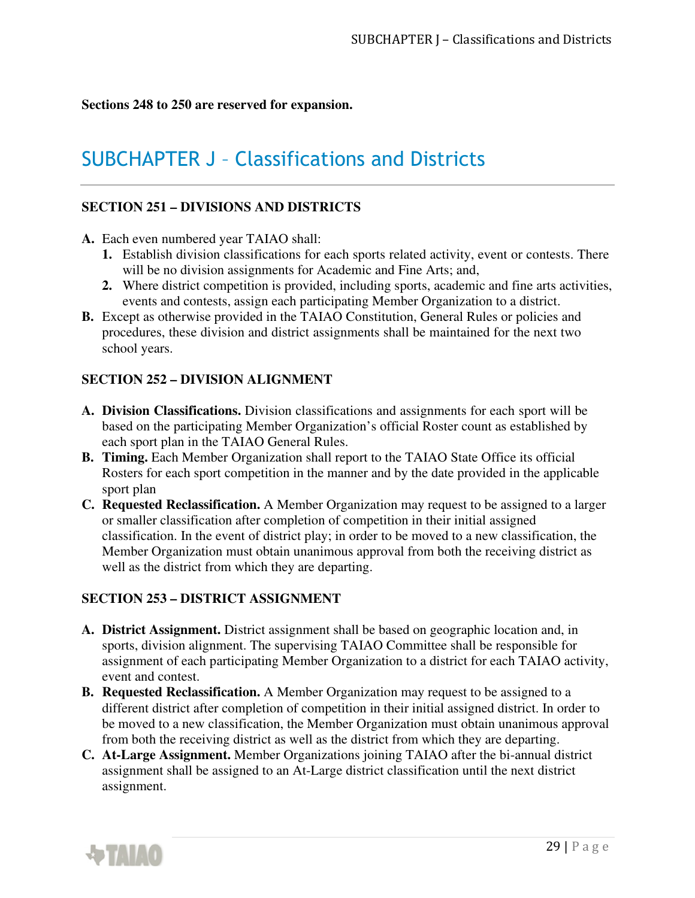**Sections 248 to 250 are reserved for expansion.**

# SUBCHAPTER J – Classifications and Districts

### SECTION 251 – DIVISIONS AND DISTRICTS

**A.** Each even numbered year TAIAO shall:
   1. Establish division classifications for each sports related activity, event or contests. There will be no division assignments for Academic and Fine Arts; and,
   2. Where district competition is provided, including sports, academic and fine arts activities, events and contests, assign each participating Member Organization to a district.

**B.** Except as otherwise provided in the TAIAO Constitution, General Rules or policies and procedures, these division and district assignments shall be maintained for the next two school years.

### SECTION 252 – DIVISION ALIGNMENT

**A. Division Classifications.** Division classifications and assignments for each sport will be based on the participating Member Organization's official Roster count as established by each sport plan in the TAIAO General Rules.

**B. Timing.** Each Member Organization shall report to the TAIAO State Office its official Rosters for each sport competition in the manner and by the date provided in the applicable sport plan

**C. Requested Reclassification.** A Member Organization may request to be assigned to a larger or smaller classification after completion of competition in their initial assigned classification. In the event of district play; in order to be moved to a new classification, the Member Organization must obtain unanimous approval from both the receiving district as well as the district from which they are departing.

### SECTION 253 – DISTRICT ASSIGNMENT

**A. District Assignment.** District assignment shall be based on geographic location and, in sports, division alignment. The supervising TAIAO Committee shall be responsible for assignment of each participating Member Organization to a district for each TAIAO activity, event and contest.

**B. Requested Reclassification.** A Member Organization may request to be assigned to a different district after completion of competition in their initial assigned district. In order to be moved to a new classification, the Member Organization must obtain unanimous approval from both the receiving district as well as the district from which they are departing.

**C. At-Large Assignment.** Member Organizations joining TAIAO after the bi-annual district assignment shall be assigned to an At-Large district classification until the next district assignment.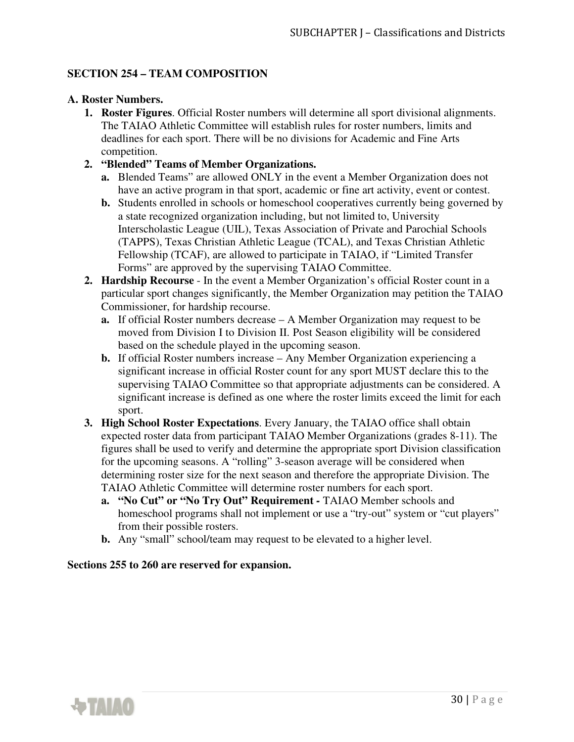## SECTION 254 – TEAM COMPOSITION

**A. Roster Numbers.**

1. **Roster Figures**. Official Roster numbers will determine all sport divisional alignments. The TAIAO Athletic Committee will establish rules for roster numbers, limits and deadlines for each sport. There will be no divisions for Academic and Fine Arts competition.
2. **"Blended" Teams of Member Organizations.**
   - **a.** Blended Teams" are allowed ONLY in the event a Member Organization does not have an active program in that sport, academic or fine art activity, event or contest.
   - **b.** Students enrolled in schools or homeschool cooperatives currently being governed by a state recognized organization including, but not limited to, University Interscholastic League (UIL), Texas Association of Private and Parochial Schools (TAPPS), Texas Christian Athletic League (TCAL), and Texas Christian Athletic Fellowship (TCAF), are allowed to participate in TAIAO, if "Limited Transfer Forms" are approved by the supervising TAIAO Committee.
2. **Hardship Recourse** - In the event a Member Organization's official Roster count in a particular sport changes significantly, the Member Organization may petition the TAIAO Commissioner, for hardship recourse.
   - **a.** If official Roster numbers decrease – A Member Organization may request to be moved from Division I to Division II. Post Season eligibility will be considered based on the schedule played in the upcoming season.
   - **b.** If official Roster numbers increase – Any Member Organization experiencing a significant increase in official Roster count for any sport MUST declare this to the supervising TAIAO Committee so that appropriate adjustments can be considered. A significant increase is defined as one where the roster limits exceed the limit for each sport.
3. **High School Roster Expectations**. Every January, the TAIAO office shall obtain expected roster data from participant TAIAO Member Organizations (grades 8-11). The figures shall be used to verify and determine the appropriate sport Division classification for the upcoming seasons. A "rolling" 3-season average will be considered when determining roster size for the next season and therefore the appropriate Division. The TAIAO Athletic Committee will determine roster numbers for each sport.
   - **a. "No Cut" or "No Try Out" Requirement -** TAIAO Member schools and homeschool programs shall not implement or use a "try-out" system or "cut players" from their possible rosters.
   - **b.** Any "small" school/team may request to be elevated to a higher level.

**Sections 255 to 260 are reserved for expansion.**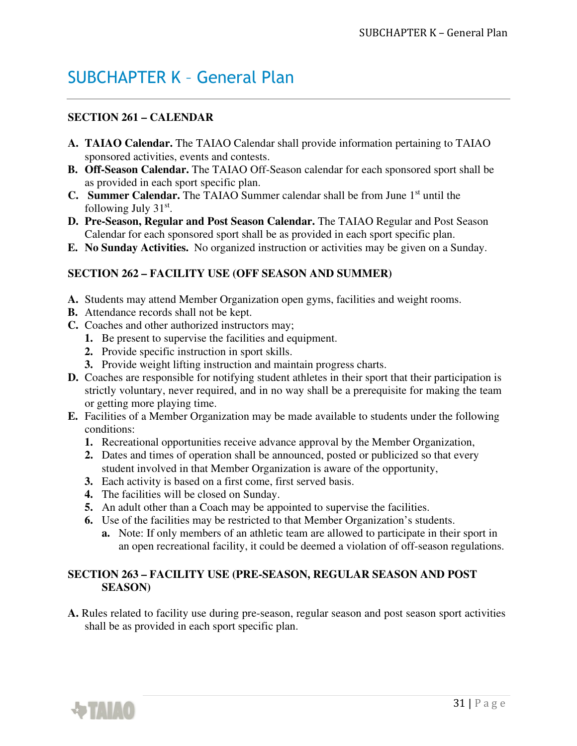# SUBCHAPTER K – General Plan

## SECTION 261 – CALENDAR

**A. TAIAO Calendar.** The TAIAO Calendar shall provide information pertaining to TAIAO sponsored activities, events and contests.

**B. Off-Season Calendar.** The TAIAO Off-Season calendar for each sponsored sport shall be as provided in each sport specific plan.

**C. Summer Calendar.** The TAIAO Summer calendar shall be from June 1st until the following July 31st.

**D. Pre-Season, Regular and Post Season Calendar.** The TAIAO Regular and Post Season Calendar for each sponsored sport shall be as provided in each sport specific plan.

**E. No Sunday Activities.** No organized instruction or activities may be given on a Sunday.

## SECTION 262 – FACILITY USE (OFF SEASON AND SUMMER)

**A.** Students may attend Member Organization open gyms, facilities and weight rooms.

**B.** Attendance records shall not be kept.

**C.** Coaches and other authorized instructors may;

  **1.** Be present to supervise the facilities and equipment.

  **2.** Provide specific instruction in sport skills.

  **3.** Provide weight lifting instruction and maintain progress charts.

**D.** Coaches are responsible for notifying student athletes in their sport that their participation is strictly voluntary, never required, and in no way shall be a prerequisite for making the team or getting more playing time.

**E.** Facilities of a Member Organization may be made available to students under the following conditions:

  **1.** Recreational opportunities receive advance approval by the Member Organization,

  **2.** Dates and times of operation shall be announced, posted or publicized so that every student involved in that Member Organization is aware of the opportunity,

  **3.** Each activity is based on a first come, first served basis.

  **4.** The facilities will be closed on Sunday.

  **5.** An adult other than a Coach may be appointed to supervise the facilities.

  **6.** Use of the facilities may be restricted to that Member Organization's students.

    **a.** Note: If only members of an athletic team are allowed to participate in their sport in an open recreational facility, it could be deemed a violation of off-season regulations.

## SECTION 263 – FACILITY USE (PRE-SEASON, REGULAR SEASON AND POST SEASON)

**A.** Rules related to facility use during pre-season, regular season and post season sport activities shall be as provided in each sport specific plan.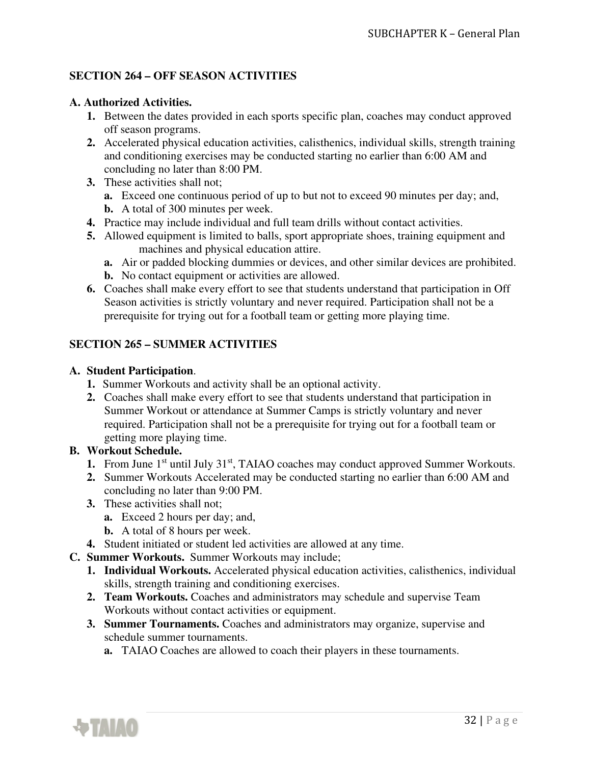## SECTION 264 – OFF SEASON ACTIVITIES

**A. Authorized Activities.**

1. Between the dates provided in each sports specific plan, coaches may conduct approved off season programs.
2. Accelerated physical education activities, calisthenics, individual skills, strength training and conditioning exercises may be conducted starting no earlier than 6:00 AM and concluding no later than 8:00 PM.
3. These activities shall not;
   a. Exceed one continuous period of up to but not to exceed 90 minutes per day; and,
   b. A total of 300 minutes per week.
4. Practice may include individual and full team drills without contact activities.
5. Allowed equipment is limited to balls, sport appropriate shoes, training equipment and machines and physical education attire.
   a. Air or padded blocking dummies or devices, and other similar devices are prohibited.
   b. No contact equipment or activities are allowed.
6. Coaches shall make every effort to see that students understand that participation in Off Season activities is strictly voluntary and never required. Participation shall not be a prerequisite for trying out for a football team or getting more playing time.

## SECTION 265 – SUMMER ACTIVITIES

**A. Student Participation**.

1. Summer Workouts and activity shall be an optional activity.
2. Coaches shall make every effort to see that students understand that participation in Summer Workout or attendance at Summer Camps is strictly voluntary and never required. Participation shall not be a prerequisite for trying out for a football team or getting more playing time.

**B. Workout Schedule.**

1. From June 1st until July 31st, TAIAO coaches may conduct approved Summer Workouts.
2. Summer Workouts Accelerated may be conducted starting no earlier than 6:00 AM and concluding no later than 9:00 PM.
3. These activities shall not;
   a. Exceed 2 hours per day; and,
   b. A total of 8 hours per week.
4. Student initiated or student led activities are allowed at any time.

**C. Summer Workouts.** Summer Workouts may include;

1. **Individual Workouts.** Accelerated physical education activities, calisthenics, individual skills, strength training and conditioning exercises.
2. **Team Workouts.** Coaches and administrators may schedule and supervise Team Workouts without contact activities or equipment.
3. **Summer Tournaments.** Coaches and administrators may organize, supervise and schedule summer tournaments.
   a. TAIAO Coaches are allowed to coach their players in these tournaments.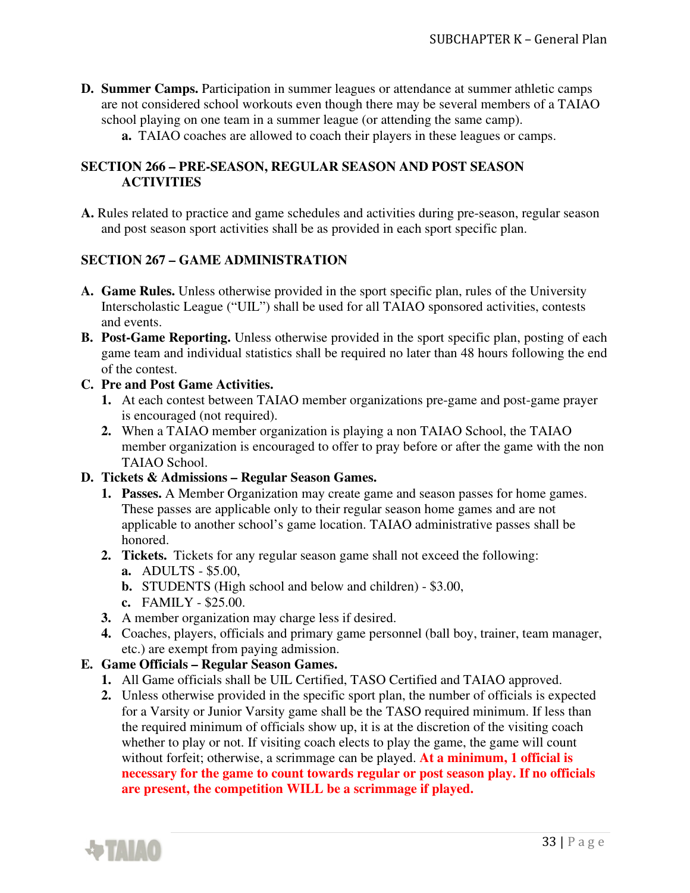**D. Summer Camps.** Participation in summer leagues or attendance at summer athletic camps are not considered school workouts even though there may be several members of a TAIAO school playing on one team in a summer league (or attending the same camp).

- **a.** TAIAO coaches are allowed to coach their players in these leagues or camps.

## SECTION 266 – PRE-SEASON, REGULAR SEASON AND POST SEASON ACTIVITIES

**A.** Rules related to practice and game schedules and activities during pre-season, regular season and post season sport activities shall be as provided in each sport specific plan.

## SECTION 267 – GAME ADMINISTRATION

**A. Game Rules.** Unless otherwise provided in the sport specific plan, rules of the University Interscholastic League ("UIL") shall be used for all TAIAO sponsored activities, contests and events.

**B. Post-Game Reporting.** Unless otherwise provided in the sport specific plan, posting of each game team and individual statistics shall be required no later than 48 hours following the end of the contest.

**C. Pre and Post Game Activities.**

1. At each contest between TAIAO member organizations pre-game and post-game prayer is encouraged (not required).
2. When a TAIAO member organization is playing a non TAIAO School, the TAIAO member organization is encouraged to offer to pray before or after the game with the non TAIAO School.

**D. Tickets & Admissions – Regular Season Games.**

1. **Passes.** A Member Organization may create game and season passes for home games. These passes are applicable only to their regular season home games and are not applicable to another school's game location. TAIAO administrative passes shall be honored.
2. **Tickets.** Tickets for any regular season game shall not exceed the following:
   - **a.** ADULTS - $5.00,
   - **b.** STUDENTS (High school and below and children) - $3.00,
   - **c.** FAMILY - $25.00.
3. A member organization may charge less if desired.
4. Coaches, players, officials and primary game personnel (ball boy, trainer, team manager, etc.) are exempt from paying admission.

**E. Game Officials – Regular Season Games.**

1. All Game officials shall be UIL Certified, TASO Certified and TAIAO approved.
2. Unless otherwise provided in the specific sport plan, the number of officials is expected for a Varsity or Junior Varsity game shall be the TASO required minimum. If less than the required minimum of officials show up, it is at the discretion of the visiting coach whether to play or not. If visiting coach elects to play the game, the game will count without forfeit; otherwise, a scrimmage can be played. **At a minimum, 1 official is necessary for the game to count towards regular or post season play. If no officials are present, the competition WILL be a scrimmage if played.**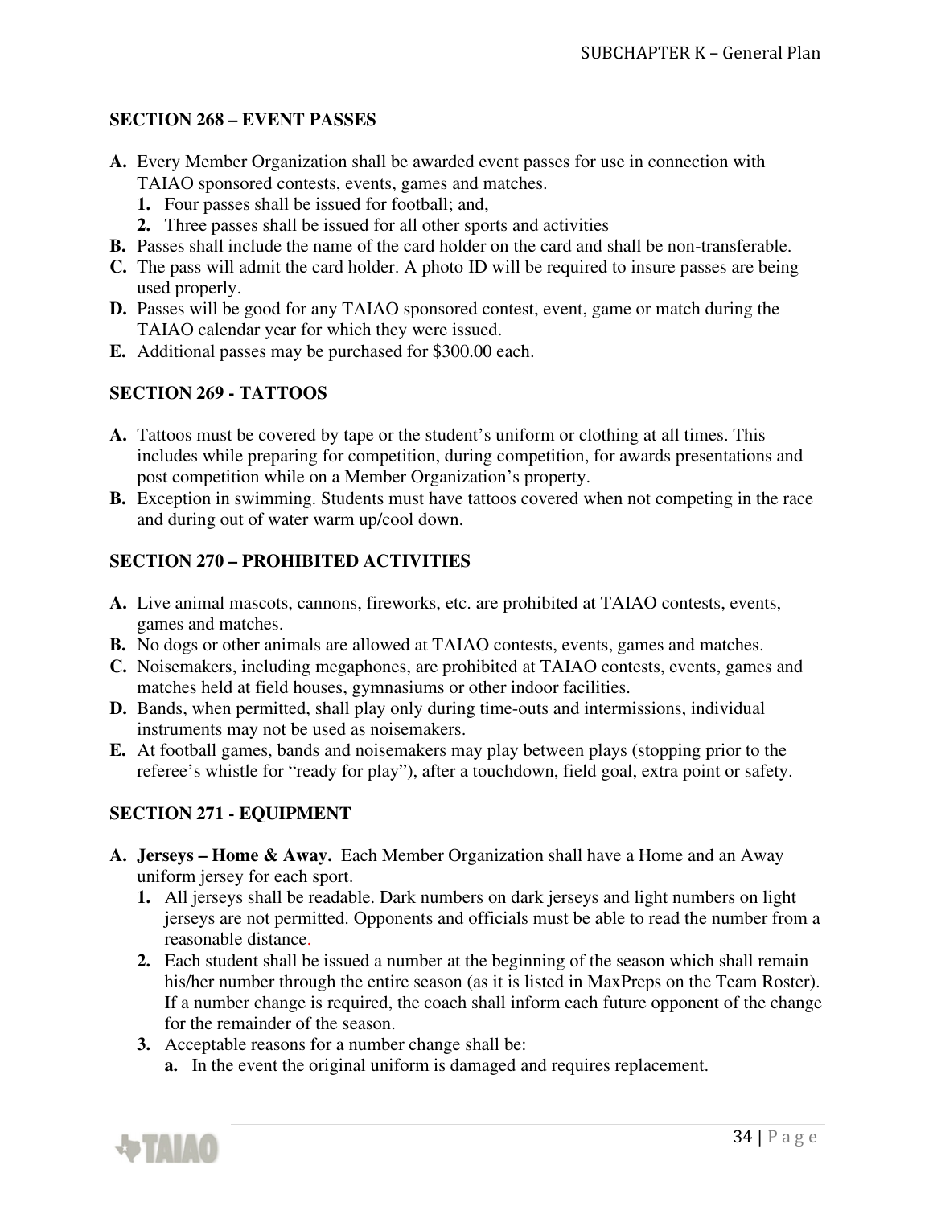## SECTION 268 – EVENT PASSES

**A.** Every Member Organization shall be awarded event passes for use in connection with TAIAO sponsored contests, events, games and matches.
  **1.** Four passes shall be issued for football; and,
  **2.** Three passes shall be issued for all other sports and activities

**B.** Passes shall include the name of the card holder on the card and shall be non-transferable.

**C.** The pass will admit the card holder. A photo ID will be required to insure passes are being used properly.

**D.** Passes will be good for any TAIAO sponsored contest, event, game or match during the TAIAO calendar year for which they were issued.

**E.** Additional passes may be purchased for $300.00 each.

## SECTION 269 - TATTOOS

**A.** Tattoos must be covered by tape or the student's uniform or clothing at all times. This includes while preparing for competition, during competition, for awards presentations and post competition while on a Member Organization's property.

**B.** Exception in swimming. Students must have tattoos covered when not competing in the race and during out of water warm up/cool down.

## SECTION 270 – PROHIBITED ACTIVITIES

**A.** Live animal mascots, cannons, fireworks, etc. are prohibited at TAIAO contests, events, games and matches.

**B.** No dogs or other animals are allowed at TAIAO contests, events, games and matches.

**C.** Noisemakers, including megaphones, are prohibited at TAIAO contests, events, games and matches held at field houses, gymnasiums or other indoor facilities.

**D.** Bands, when permitted, shall play only during time-outs and intermissions, individual instruments may not be used as noisemakers.

**E.** At football games, bands and noisemakers may play between plays (stopping prior to the referee's whistle for "ready for play"), after a touchdown, field goal, extra point or safety.

## SECTION 271 - EQUIPMENT

**A. Jerseys – Home & Away.** Each Member Organization shall have a Home and an Away uniform jersey for each sport.
  **1.** All jerseys shall be readable. Dark numbers on dark jerseys and light numbers on light jerseys are not permitted. Opponents and officials must be able to read the number from a reasonable distance.
  **2.** Each student shall be issued a number at the beginning of the season which shall remain his/her number through the entire season (as it is listed in MaxPreps on the Team Roster). If a number change is required, the coach shall inform each future opponent of the change for the remainder of the season.
  **3.** Acceptable reasons for a number change shall be:
    **a.** In the event the original uniform is damaged and requires replacement.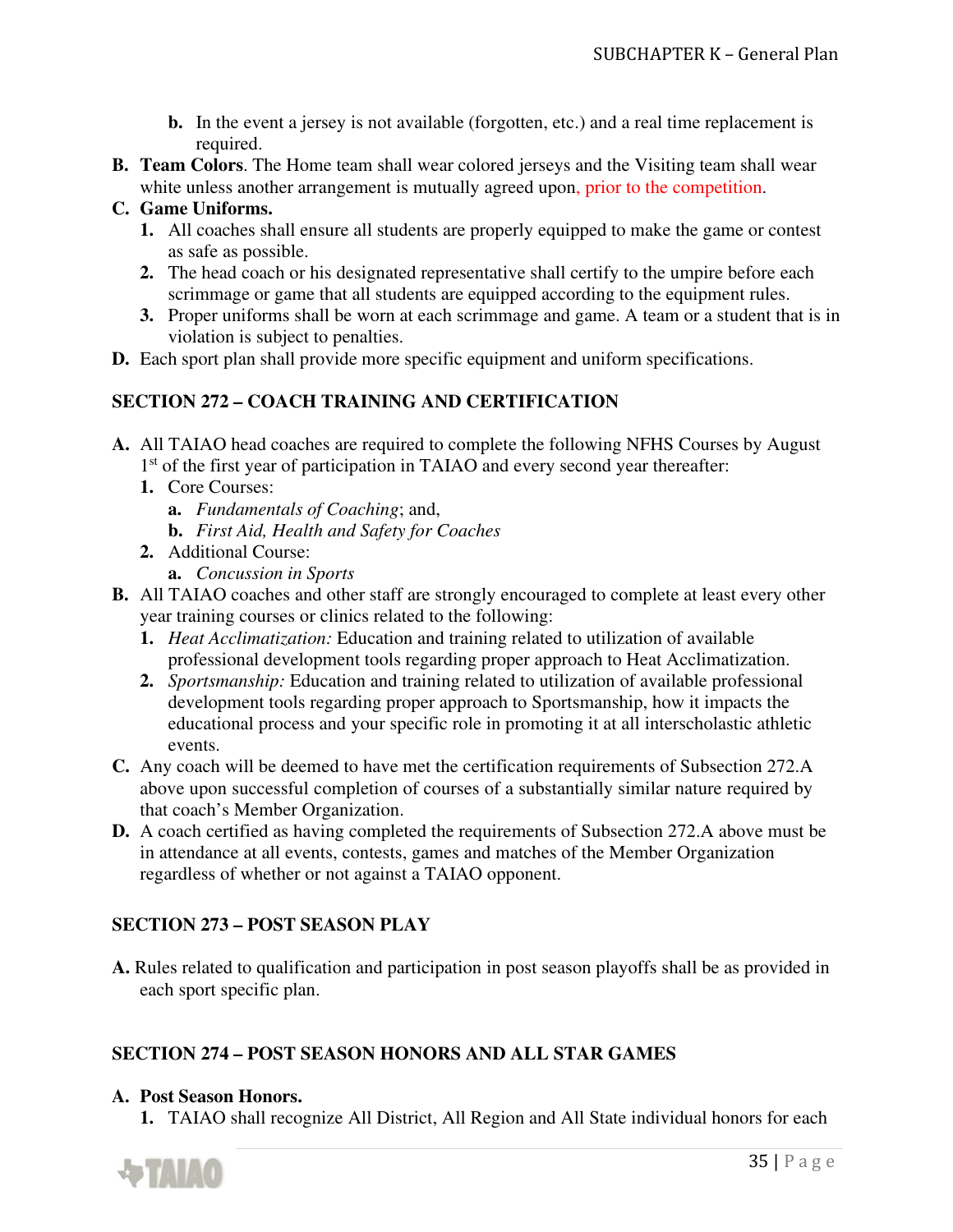b. In the event a jersey is not available (forgotten, etc.) and a real time replacement is required.

B. **Team Colors**. The Home team shall wear colored jerseys and the Visiting team shall wear white unless another arrangement is mutually agreed upon, prior to the competition.

C. **Game Uniforms.**
   1. All coaches shall ensure all students are properly equipped to make the game or contest as safe as possible.
   2. The head coach or his designated representative shall certify to the umpire before each scrimmage or game that all students are equipped according to the equipment rules.
   3. Proper uniforms shall be worn at each scrimmage and game. A team or a student that is in violation is subject to penalties.

D. Each sport plan shall provide more specific equipment and uniform specifications.

## SECTION 272 – COACH TRAINING AND CERTIFICATION

A. All TAIAO head coaches are required to complete the following NFHS Courses by August 1st of the first year of participation in TAIAO and every second year thereafter:
   1. Core Courses:
      a. *Fundamentals of Coaching*; and,
      b. *First Aid, Health and Safety for Coaches*
   2. Additional Course:
      a. *Concussion in Sports*

B. All TAIAO coaches and other staff are strongly encouraged to complete at least every other year training courses or clinics related to the following:
   1. *Heat Acclimatization:* Education and training related to utilization of available professional development tools regarding proper approach to Heat Acclimatization.
   2. *Sportsmanship:* Education and training related to utilization of available professional development tools regarding proper approach to Sportsmanship, how it impacts the educational process and your specific role in promoting it at all interscholastic athletic events.

C. Any coach will be deemed to have met the certification requirements of Subsection 272.A above upon successful completion of courses of a substantially similar nature required by that coach's Member Organization.

D. A coach certified as having completed the requirements of Subsection 272.A above must be in attendance at all events, contests, games and matches of the Member Organization regardless of whether or not against a TAIAO opponent.

## SECTION 273 – POST SEASON PLAY

A. Rules related to qualification and participation in post season playoffs shall be as provided in each sport specific plan.

## SECTION 274 – POST SEASON HONORS AND ALL STAR GAMES

A. **Post Season Honors.**
   1. TAIAO shall recognize All District, All Region and All State individual honors for each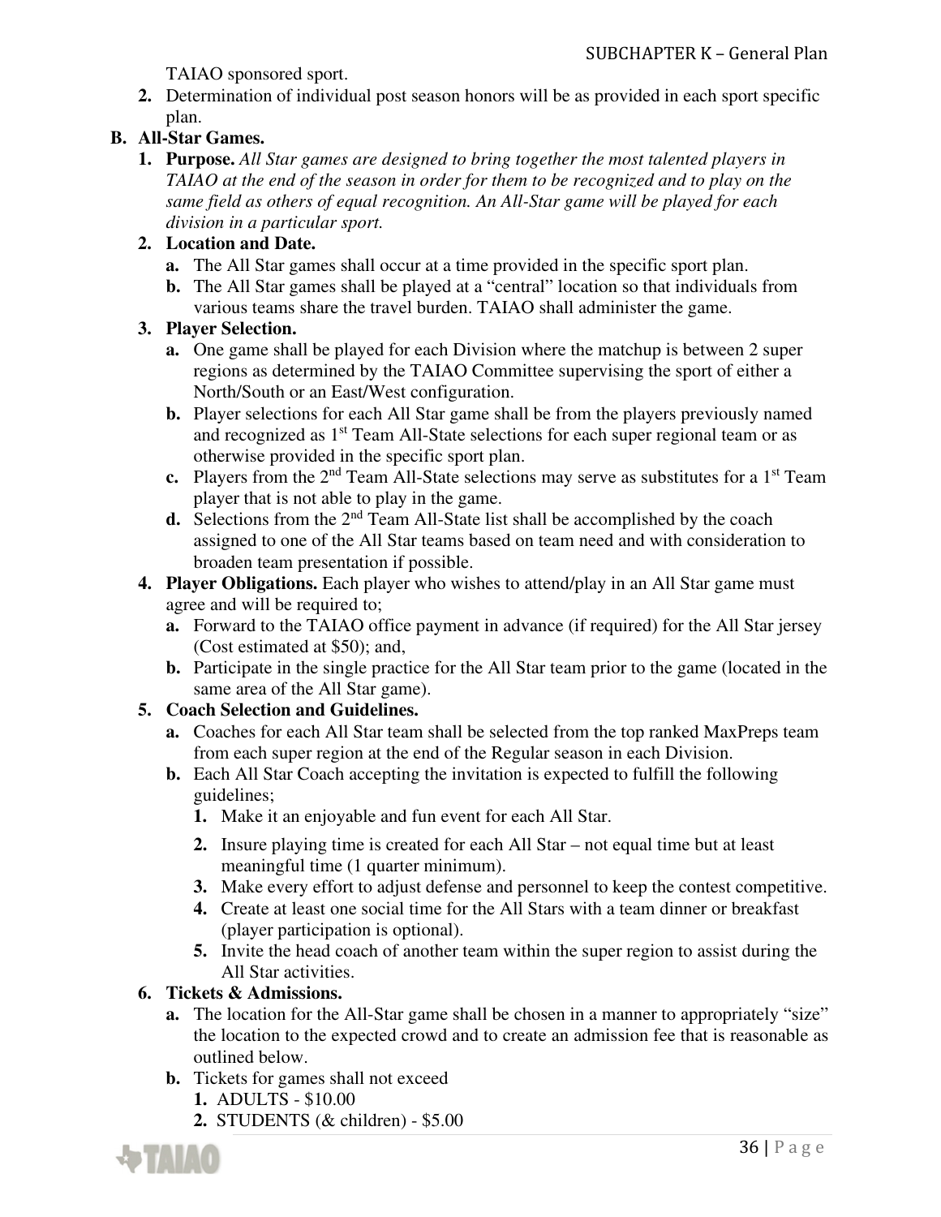TAIAO sponsored sport.

2. Determination of individual post season honors will be as provided in each sport specific plan.

**B. All-Star Games.**

1. **Purpose.** *All Star games are designed to bring together the most talented players in TAIAO at the end of the season in order for them to be recognized and to play on the same field as others of equal recognition. An All-Star game will be played for each division in a particular sport.*
2. **Location and Date.**
   a. The All Star games shall occur at a time provided in the specific sport plan.
   b. The All Star games shall be played at a "central" location so that individuals from various teams share the travel burden. TAIAO shall administer the game.
3. **Player Selection.**
   a. One game shall be played for each Division where the matchup is between 2 super regions as determined by the TAIAO Committee supervising the sport of either a North/South or an East/West configuration.
   b. Player selections for each All Star game shall be from the players previously named and recognized as 1st Team All-State selections for each super regional team or as otherwise provided in the specific sport plan.
   c. Players from the 2nd Team All-State selections may serve as substitutes for a 1st Team player that is not able to play in the game.
   d. Selections from the 2nd Team All-State list shall be accomplished by the coach assigned to one of the All Star teams based on team need and with consideration to broaden team presentation if possible.
4. **Player Obligations.** Each player who wishes to attend/play in an All Star game must agree and will be required to;
   a. Forward to the TAIAO office payment in advance (if required) for the All Star jersey (Cost estimated at $50); and,
   b. Participate in the single practice for the All Star team prior to the game (located in the same area of the All Star game).
5. **Coach Selection and Guidelines.**
   a. Coaches for each All Star team shall be selected from the top ranked MaxPreps team from each super region at the end of the Regular season in each Division.
   b. Each All Star Coach accepting the invitation is expected to fulfill the following guidelines;
      1. Make it an enjoyable and fun event for each All Star.
      2. Insure playing time is created for each All Star – not equal time but at least meaningful time (1 quarter minimum).
      3. Make every effort to adjust defense and personnel to keep the contest competitive.
      4. Create at least one social time for the All Stars with a team dinner or breakfast (player participation is optional).
      5. Invite the head coach of another team within the super region to assist during the All Star activities.
6. **Tickets & Admissions.**
   a. The location for the All-Star game shall be chosen in a manner to appropriately "size" the location to the expected crowd and to create an admission fee that is reasonable as outlined below.
   b. Tickets for games shall not exceed
      1. ADULTS - $10.00
      2. STUDENTS (& children) - $5.00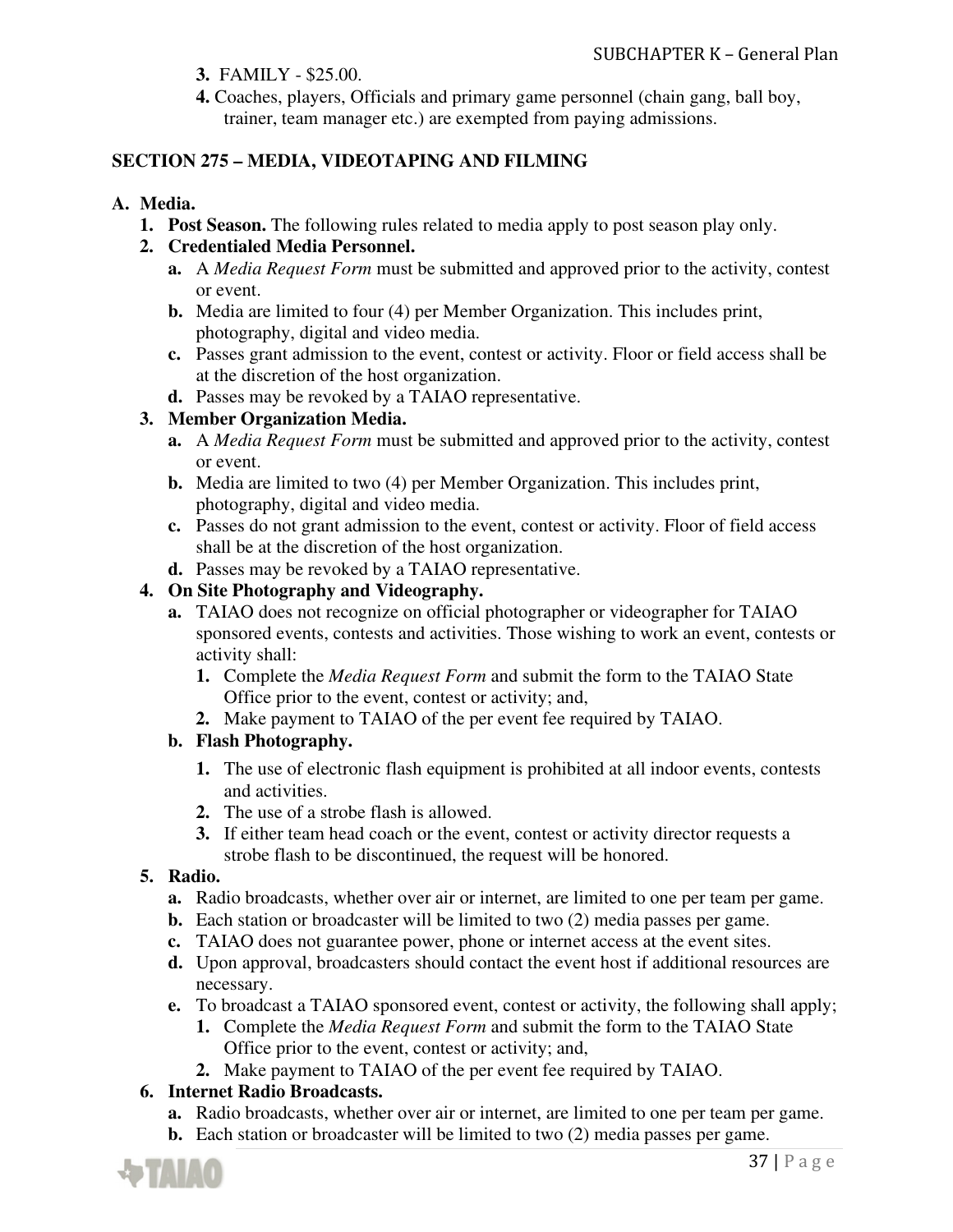3. FAMILY - $25.00.
4. Coaches, players, Officials and primary game personnel (chain gang, ball boy, trainer, team manager etc.) are exempted from paying admissions.

## SECTION 275 – MEDIA, VIDEOTAPING AND FILMING

**A. Media.**

1. **Post Season.** The following rules related to media apply to post season play only.
2. **Credentialed Media Personnel.**
   - **a.** A *Media Request Form* must be submitted and approved prior to the activity, contest or event.
   - **b.** Media are limited to four (4) per Member Organization. This includes print, photography, digital and video media.
   - **c.** Passes grant admission to the event, contest or activity. Floor or field access shall be at the discretion of the host organization.
   - **d.** Passes may be revoked by a TAIAO representative.
3. **Member Organization Media.**
   - **a.** A *Media Request Form* must be submitted and approved prior to the activity, contest or event.
   - **b.** Media are limited to two (4) per Member Organization. This includes print, photography, digital and video media.
   - **c.** Passes do not grant admission to the event, contest or activity. Floor of field access shall be at the discretion of the host organization.
   - **d.** Passes may be revoked by a TAIAO representative.
4. **On Site Photography and Videography.**
   - **a.** TAIAO does not recognize on official photographer or videographer for TAIAO sponsored events, contests and activities. Those wishing to work an event, contests or activity shall:
     1. Complete the *Media Request Form* and submit the form to the TAIAO State Office prior to the event, contest or activity; and,
     2. Make payment to TAIAO of the per event fee required by TAIAO.
   - **b. Flash Photography.**
     1. The use of electronic flash equipment is prohibited at all indoor events, contests and activities.
     2. The use of a strobe flash is allowed.
     3. If either team head coach or the event, contest or activity director requests a strobe flash to be discontinued, the request will be honored.
5. **Radio.**
   - **a.** Radio broadcasts, whether over air or internet, are limited to one per team per game.
   - **b.** Each station or broadcaster will be limited to two (2) media passes per game.
   - **c.** TAIAO does not guarantee power, phone or internet access at the event sites.
   - **d.** Upon approval, broadcasters should contact the event host if additional resources are necessary.
   - **e.** To broadcast a TAIAO sponsored event, contest or activity, the following shall apply;
     1. Complete the *Media Request Form* and submit the form to the TAIAO State Office prior to the event, contest or activity; and,
     2. Make payment to TAIAO of the per event fee required by TAIAO.
6. **Internet Radio Broadcasts.**
   - **a.** Radio broadcasts, whether over air or internet, are limited to one per team per game.
   - **b.** Each station or broadcaster will be limited to two (2) media passes per game.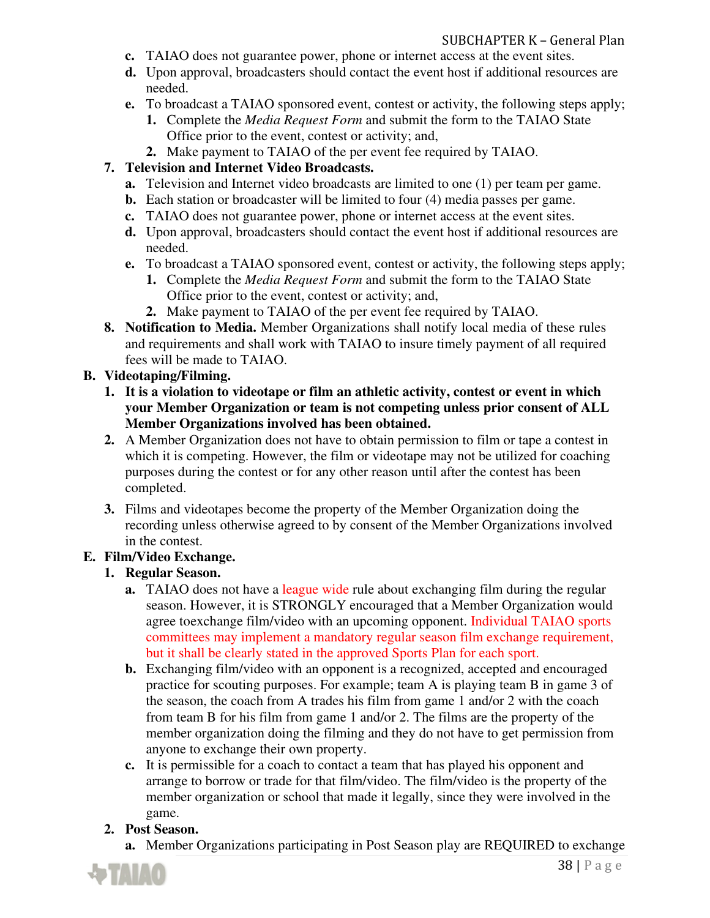c. TAIAO does not guarantee power, phone or internet access at the event sites.

d. Upon approval, broadcasters should contact the event host if additional resources are needed.

e. To broadcast a TAIAO sponsored event, contest or activity, the following steps apply;

1. Complete the *Media Request Form* and submit the form to the TAIAO State Office prior to the event, contest or activity; and,
2. Make payment to TAIAO of the per event fee required by TAIAO.

7. **Television and Internet Video Broadcasts.**

a. Television and Internet video broadcasts are limited to one (1) per team per game.

b. Each station or broadcaster will be limited to four (4) media passes per game.

c. TAIAO does not guarantee power, phone or internet access at the event sites.

d. Upon approval, broadcasters should contact the event host if additional resources are needed.

e. To broadcast a TAIAO sponsored event, contest or activity, the following steps apply;

1. Complete the *Media Request Form* and submit the form to the TAIAO State Office prior to the event, contest or activity; and,
2. Make payment to TAIAO of the per event fee required by TAIAO.

8. **Notification to Media.** Member Organizations shall notify local media of these rules and requirements and shall work with TAIAO to insure timely payment of all required fees will be made to TAIAO.

**B. Videotaping/Filming.**

1. **It is a violation to videotape or film an athletic activity, contest or event in which your Member Organization or team is not competing unless prior consent of ALL Member Organizations involved has been obtained.**
2. A Member Organization does not have to obtain permission to film or tape a contest in which it is competing. However, the film or videotape may not be utilized for coaching purposes during the contest or for any other reason until after the contest has been completed.
3. Films and videotapes become the property of the Member Organization doing the recording unless otherwise agreed to by consent of the Member Organizations involved in the contest.

**E. Film/Video Exchange.**

1. **Regular Season.**

a. TAIAO does not have a league wide rule about exchanging film during the regular season. However, it is STRONGLY encouraged that a Member Organization would agree toexchange film/video with an upcoming opponent. Individual TAIAO sports committees may implement a mandatory regular season film exchange requirement, but it shall be clearly stated in the approved Sports Plan for each sport.

b. Exchanging film/video with an opponent is a recognized, accepted and encouraged practice for scouting purposes. For example; team A is playing team B in game 3 of the season, the coach from A trades his film from game 1 and/or 2 with the coach from team B for his film from game 1 and/or 2. The films are the property of the member organization doing the filming and they do not have to get permission from anyone to exchange their own property.

c. It is permissible for a coach to contact a team that has played his opponent and arrange to borrow or trade for that film/video. The film/video is the property of the member organization or school that made it legally, since they were involved in the game.

2. **Post Season.**

a. Member Organizations participating in Post Season play are REQUIRED to exchange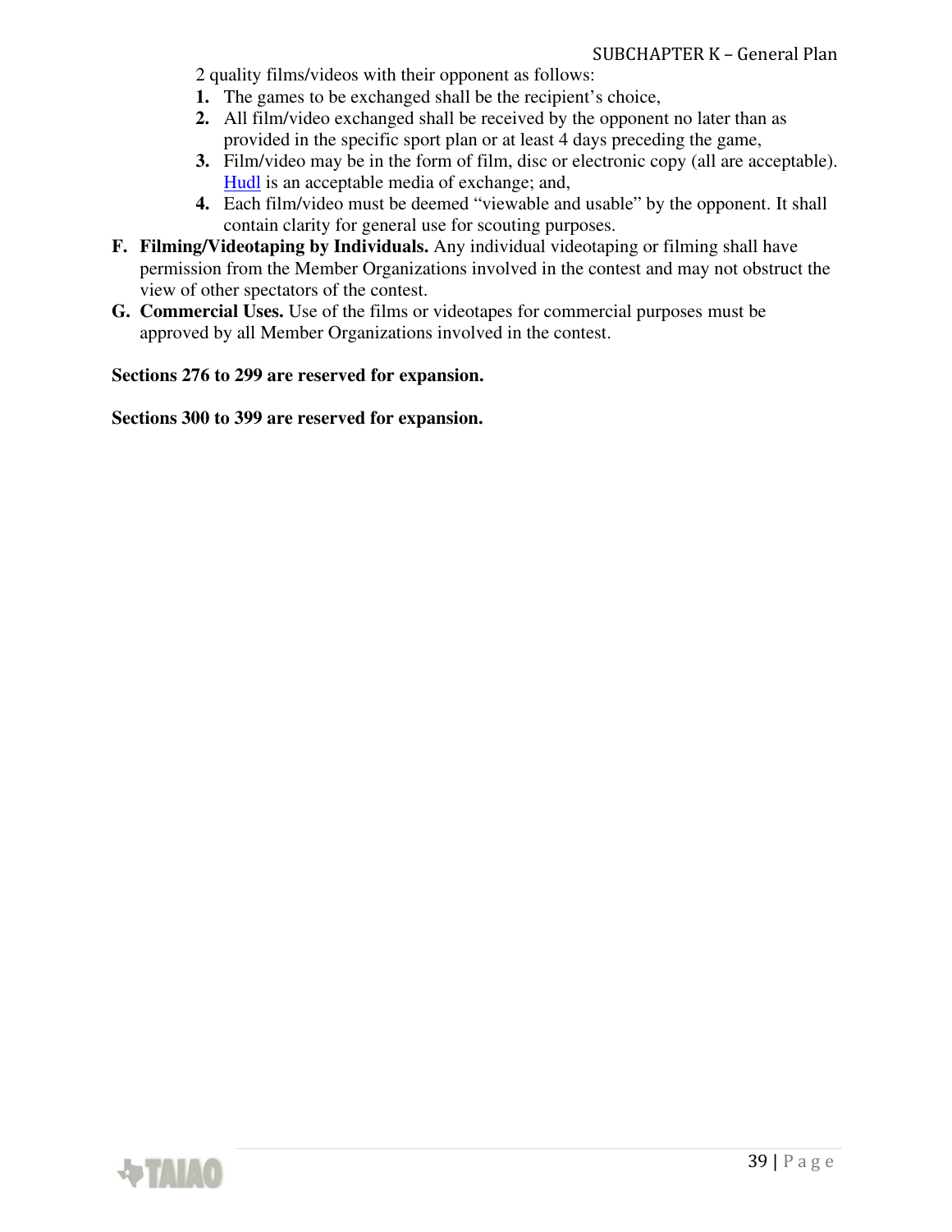2 quality films/videos with their opponent as follows:

1. The games to be exchanged shall be the recipient's choice,
2. All film/video exchanged shall be received by the opponent no later than as provided in the specific sport plan or at least 4 days preceding the game,
3. Film/video may be in the form of film, disc or electronic copy (all are acceptable). Hudl is an acceptable media of exchange; and,
4. Each film/video must be deemed "viewable and usable" by the opponent. It shall contain clarity for general use for scouting purposes.

**F. Filming/Videotaping by Individuals.** Any individual videotaping or filming shall have permission from the Member Organizations involved in the contest and may not obstruct the view of other spectators of the contest.

**G. Commercial Uses.** Use of the films or videotapes for commercial purposes must be approved by all Member Organizations involved in the contest.

**Sections 276 to 299 are reserved for expansion.**

**Sections 300 to 399 are reserved for expansion.**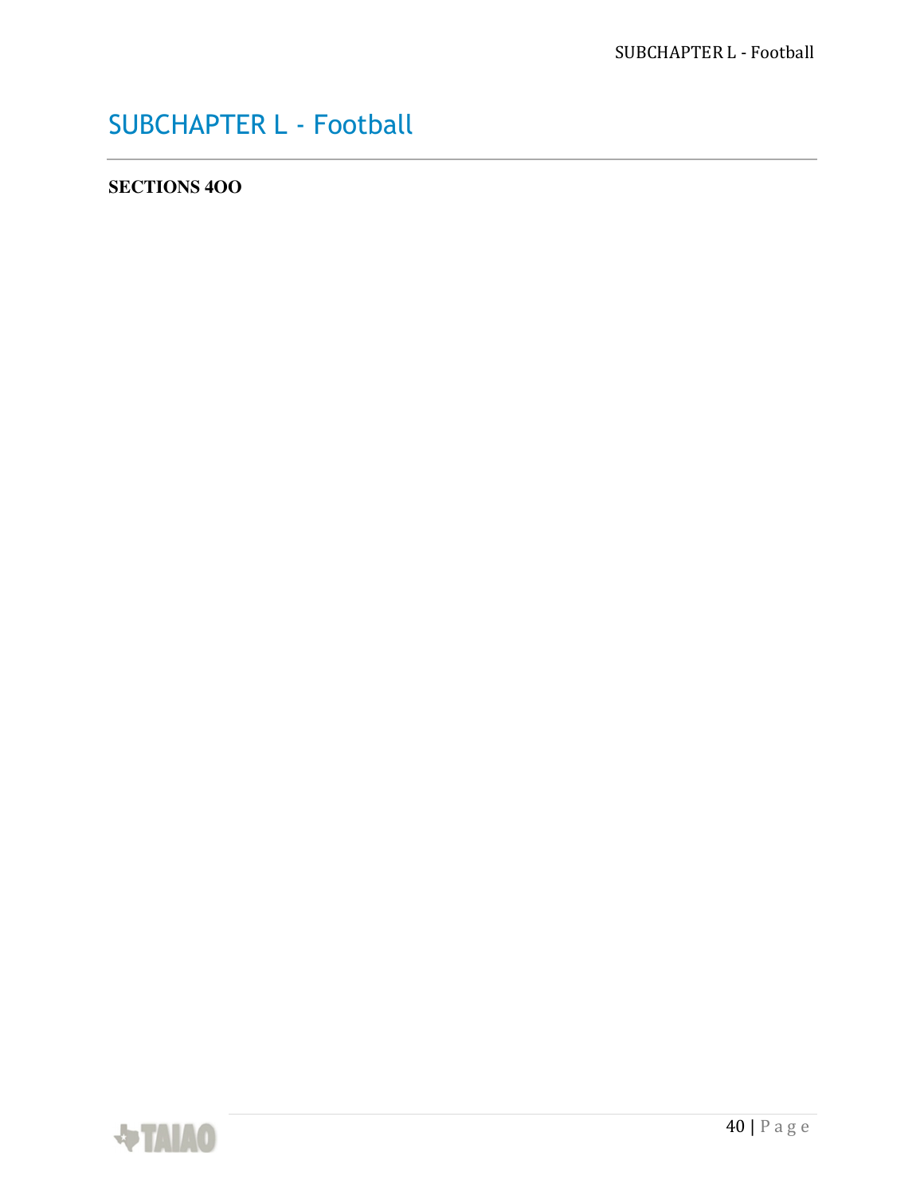# SUBCHAPTER L - Football

**SECTIONS 4OO**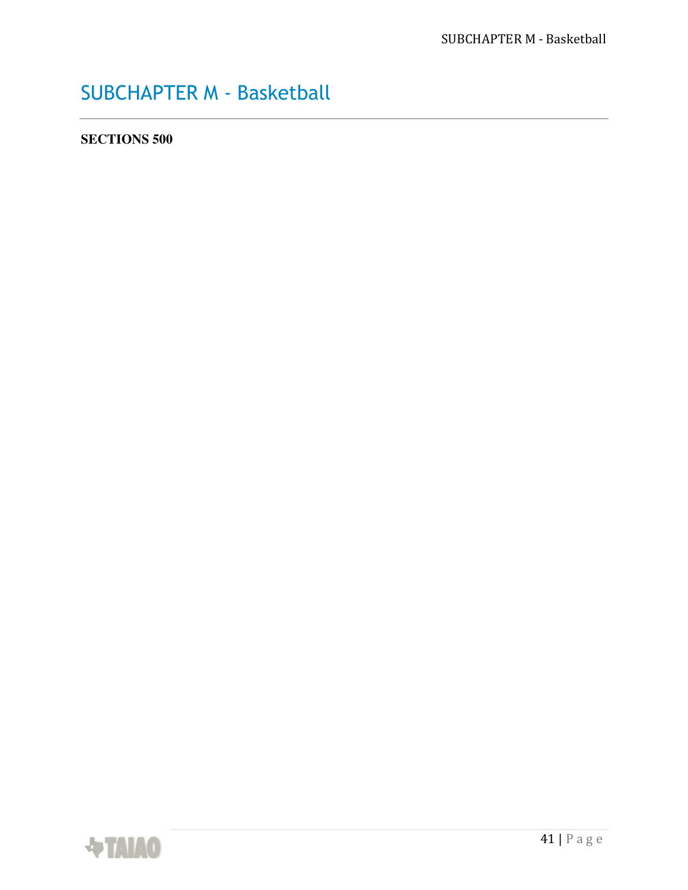# SUBCHAPTER M - Basketball

**SECTIONS 500**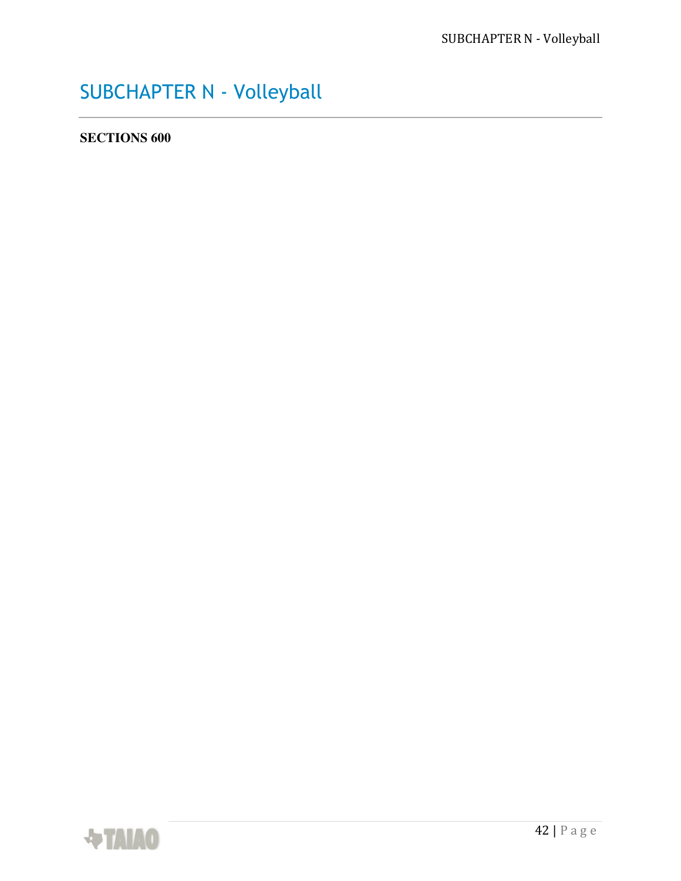# SUBCHAPTER N - Volleyball

**SECTIONS 600**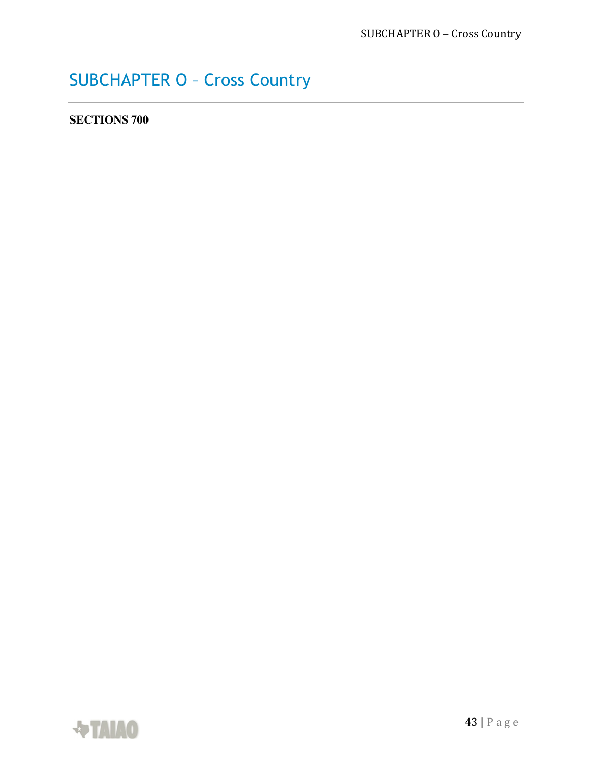# SUBCHAPTER O – Cross Country

**SECTIONS 700**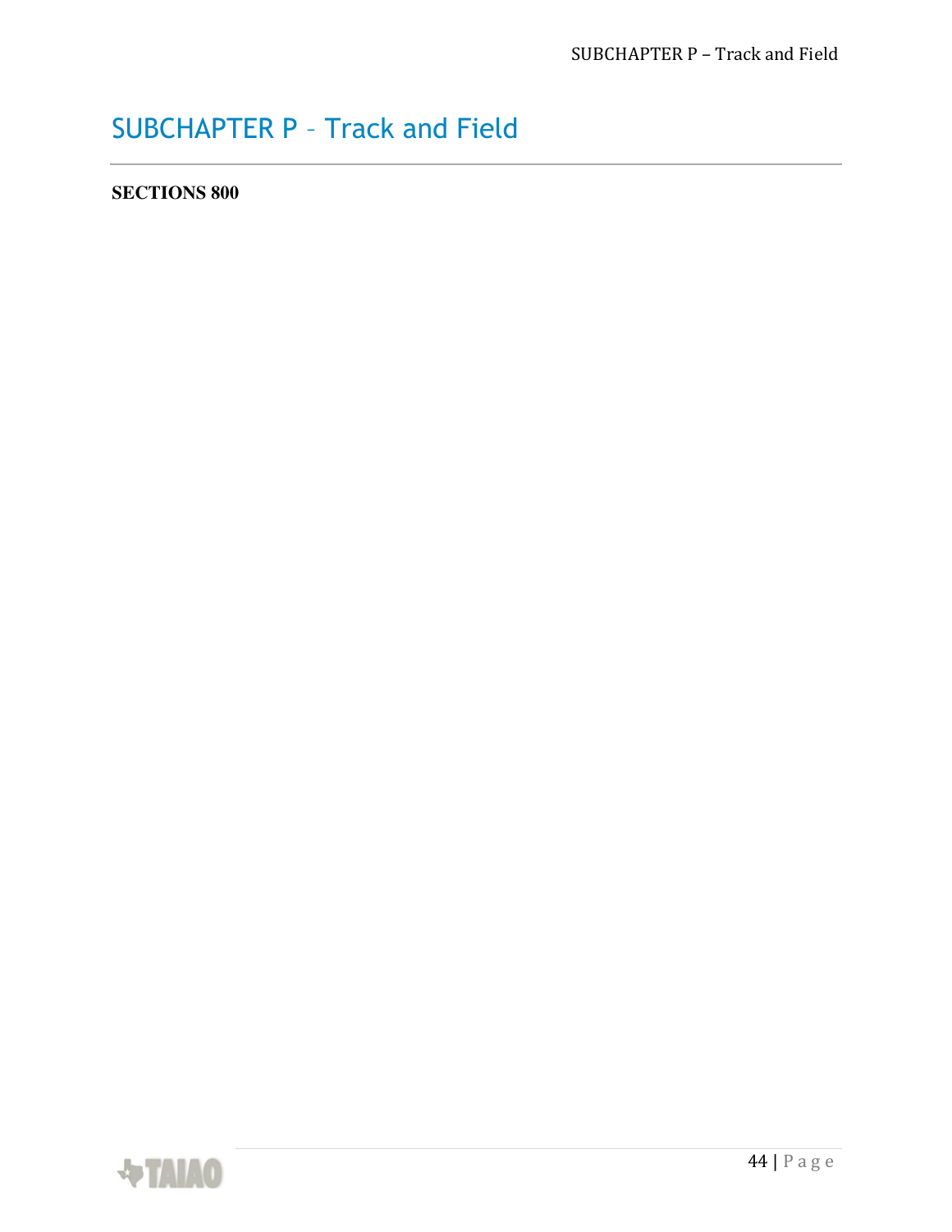# SUBCHAPTER P – Track and Field

**SECTIONS 800**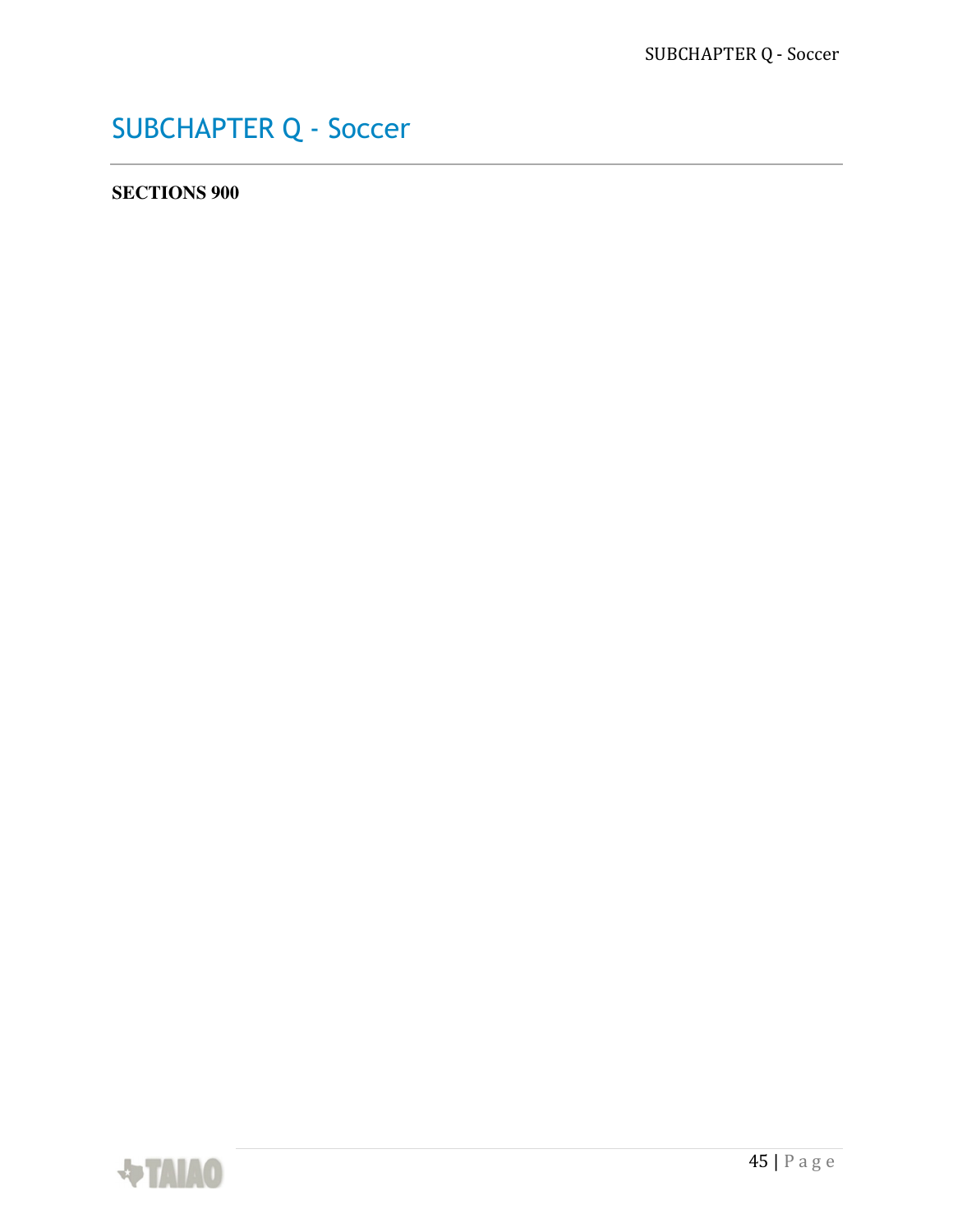# SUBCHAPTER Q - Soccer

**SECTIONS 900**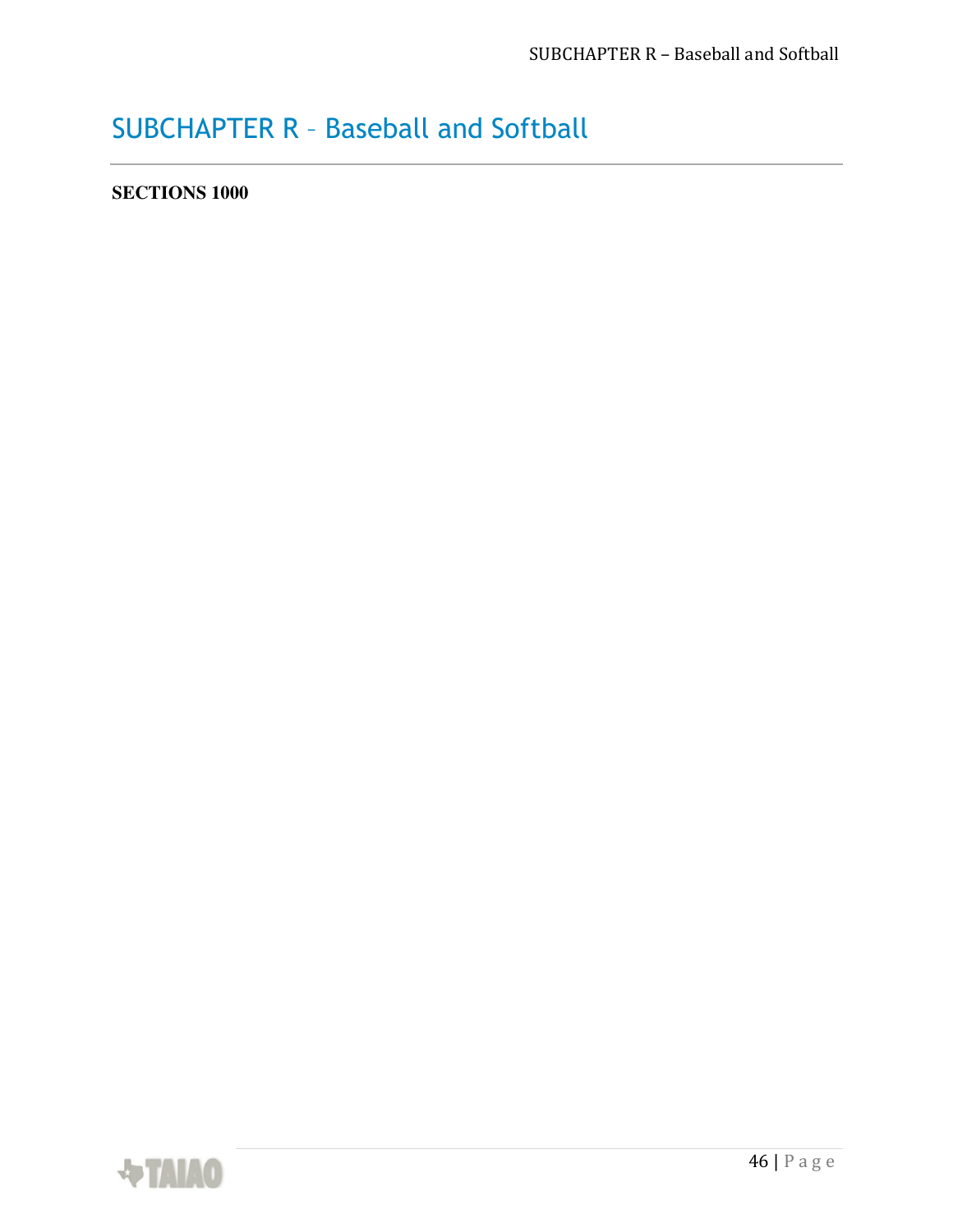# SUBCHAPTER R – Baseball and Softball

**SECTIONS 1000**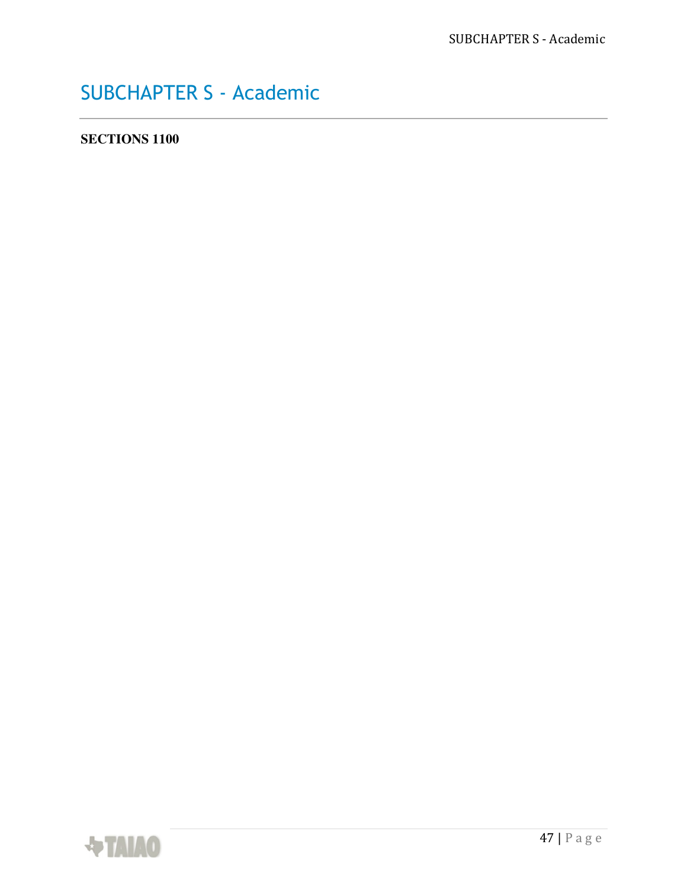# SUBCHAPTER S - Academic

**SECTIONS 1100**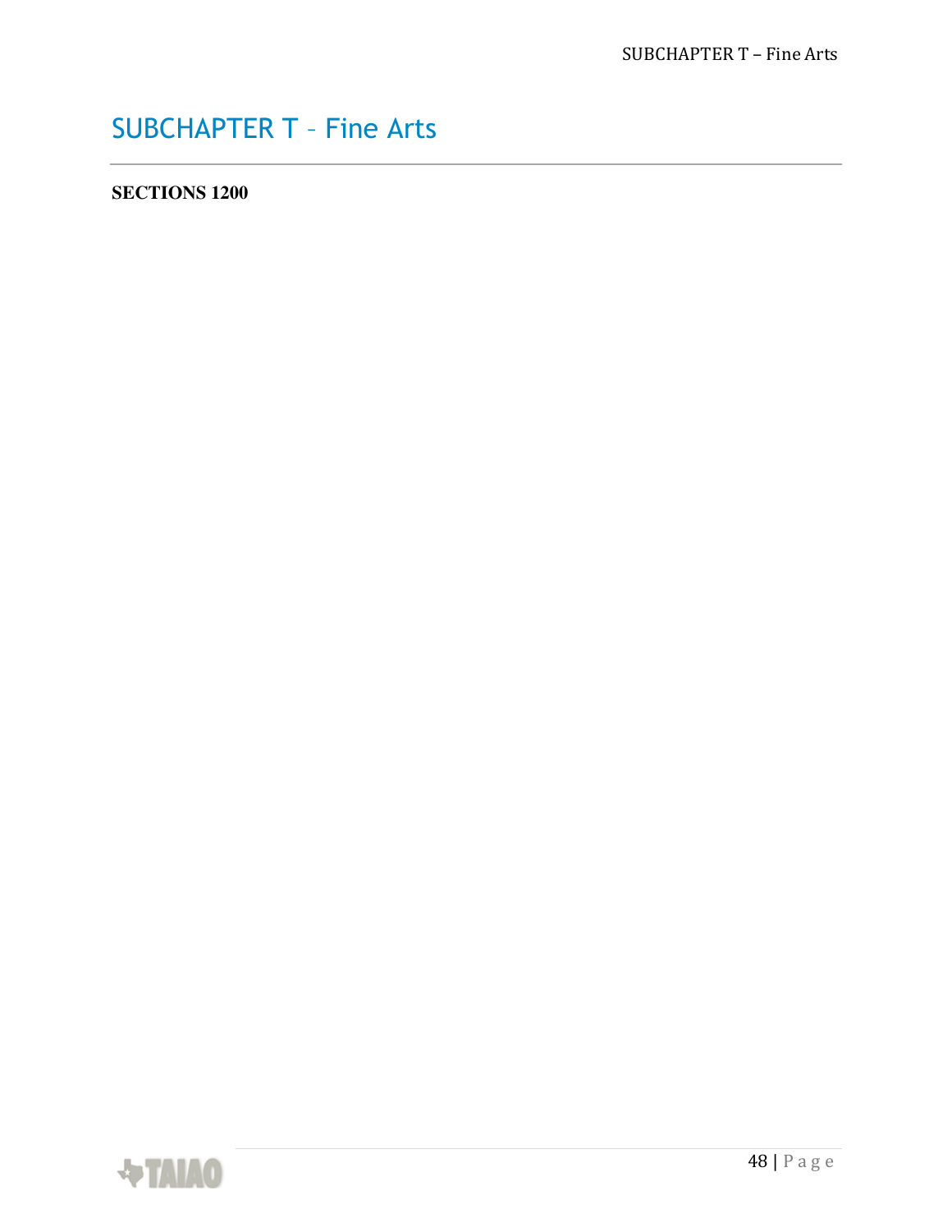# SUBCHAPTER T – Fine Arts

**SECTIONS 1200**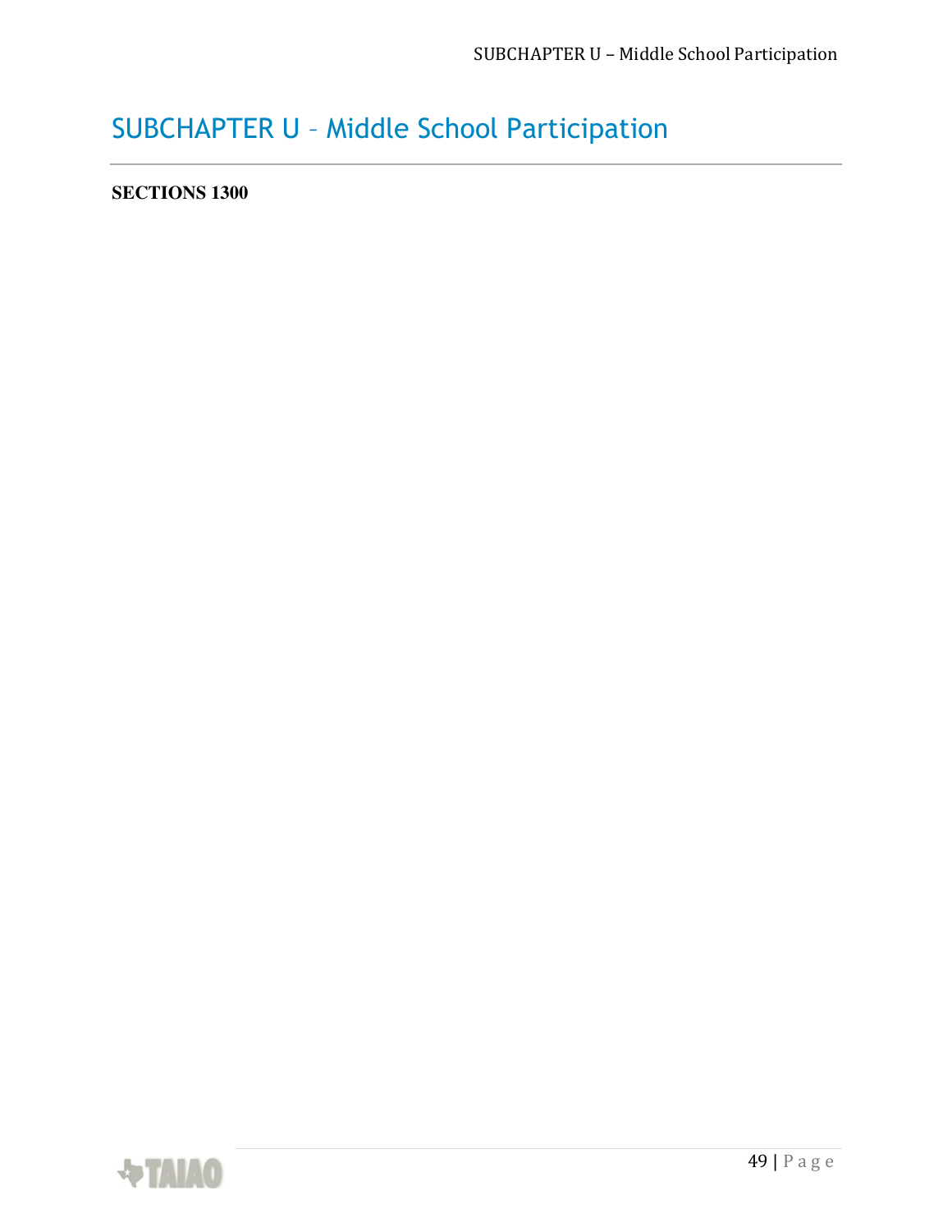# SUBCHAPTER U – Middle School Participation

**SECTIONS 1300**